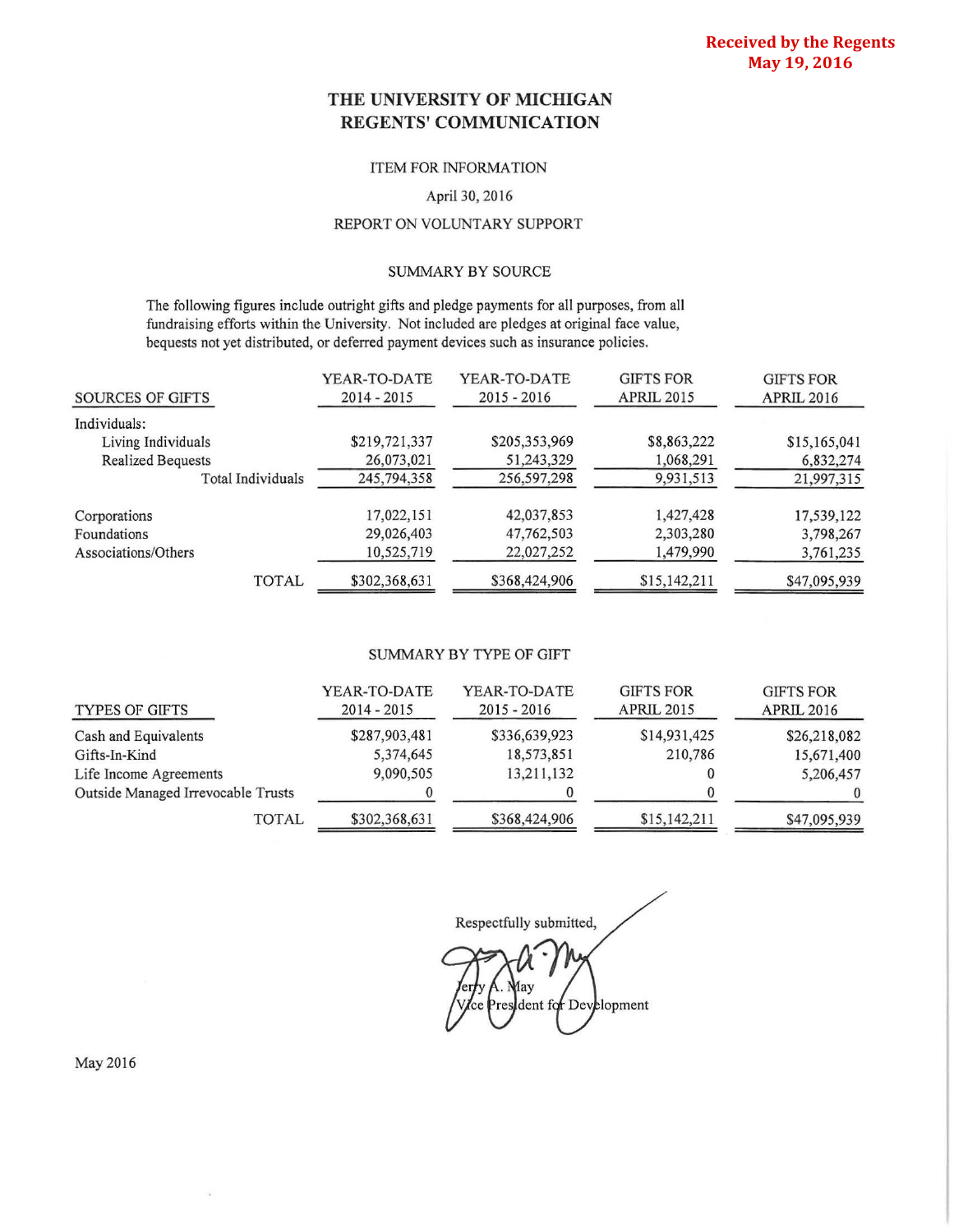Received by the Regents
May 19, 2016

# THE UNIVERSITY OF MICHIGAN
# REGENTS' COMMUNICATION

ITEM FOR INFORMATION

April 30, 2016

REPORT ON VOLUNTARY SUPPORT

## SUMMARY BY SOURCE

The following figures include outright gifts and pledge payments for all purposes, from all fundraising efforts within the University. Not included are pledges at original face value, bequests not yet distributed, or deferred payment devices such as insurance policies.

| SOURCES OF GIFTS | YEAR-TO-DATE 2014 - 2015 | YEAR-TO-DATE 2015 - 2016 | GIFTS FOR APRIL 2015 | GIFTS FOR APRIL 2016 |
|---|---|---|---|---|
| Individuals: | | | | |
| Living Individuals | $219,721,337 | $205,353,969 | $8,863,222 | $15,165,041 |
| Realized Bequests | 26,073,021 | 51,243,329 | 1,068,291 | 6,832,274 |
| Total Individuals | 245,794,358 | 256,597,298 | 9,931,513 | 21,997,315 |
| Corporations | 17,022,151 | 42,037,853 | 1,427,428 | 17,539,122 |
| Foundations | 29,026,403 | 47,762,503 | 2,303,280 | 3,798,267 |
| Associations/Others | 10,525,719 | 22,027,252 | 1,479,990 | 3,761,235 |
| TOTAL | $302,368,631 | $368,424,906 | $15,142,211 | $47,095,939 |

## SUMMARY BY TYPE OF GIFT

| TYPES OF GIFTS | YEAR-TO-DATE 2014 - 2015 | YEAR-TO-DATE 2015 - 2016 | GIFTS FOR APRIL 2015 | GIFTS FOR APRIL 2016 |
|---|---|---|---|---|
| Cash and Equivalents | $287,903,481 | $336,639,923 | $14,931,425 | $26,218,082 |
| Gifts-In-Kind | 5,374,645 | 18,573,851 | 210,786 | 15,671,400 |
| Life Income Agreements | 9,090,505 | 13,211,132 | 0 | 5,206,457 |
| Outside Managed Irrevocable Trusts | 0 | 0 | 0 | 0 |
| TOTAL | $302,368,631 | $368,424,906 | $15,142,211 | $47,095,939 |

Respectfully submitted,

Jerry A. May
Vice President for Development

May 2016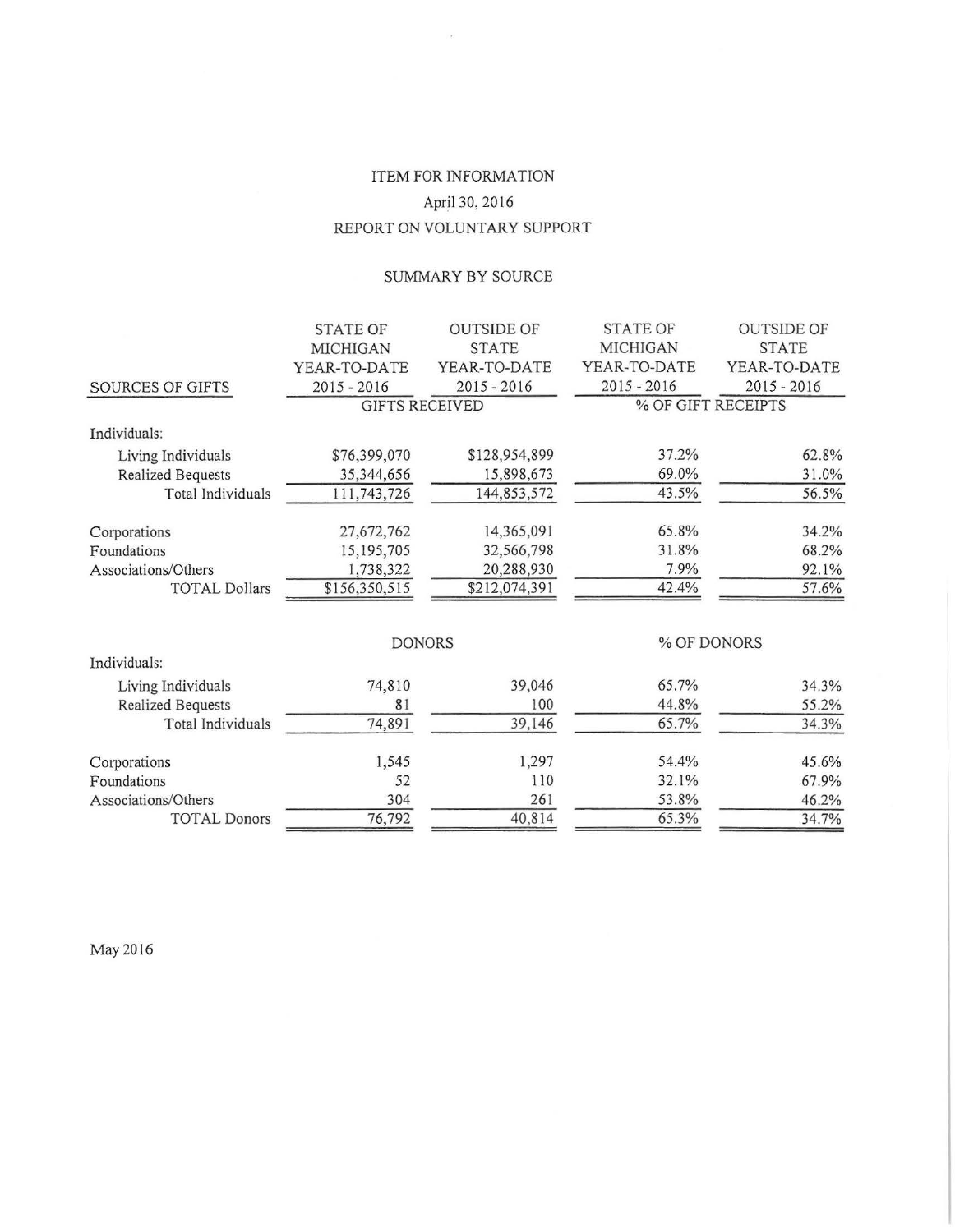ITEM FOR INFORMATION

April 30, 2016

REPORT ON VOLUNTARY SUPPORT

SUMMARY BY SOURCE

| SOURCES OF GIFTS | STATE OF MICHIGAN YEAR-TO-DATE 2015 - 2016 | OUTSIDE OF STATE YEAR-TO-DATE 2015 - 2016 | STATE OF MICHIGAN YEAR-TO-DATE 2015 - 2016 | OUTSIDE OF STATE YEAR-TO-DATE 2015 - 2016 |
|---|---|---|---|---|
| | GIFTS RECEIVED | | % OF GIFT RECEIPTS | |
| Individuals: | | | | |
| Living Individuals | $76,399,070 | $128,954,899 | 37.2% | 62.8% |
| Realized Bequests | 35,344,656 | 15,898,673 | 69.0% | 31.0% |
| Total Individuals | 111,743,726 | 144,853,572 | 43.5% | 56.5% |
| Corporations | 27,672,762 | 14,365,091 | 65.8% | 34.2% |
| Foundations | 15,195,705 | 32,566,798 | 31.8% | 68.2% |
| Associations/Others | 1,738,322 | 20,288,930 | 7.9% | 92.1% |
| TOTAL Dollars | $156,350,515 | $212,074,391 | 42.4% | 57.6% |
| | DONORS | | % OF DONORS | |
| Individuals: | | | | |
| Living Individuals | 74,810 | 39,046 | 65.7% | 34.3% |
| Realized Bequests | 81 | 100 | 44.8% | 55.2% |
| Total Individuals | 74,891 | 39,146 | 65.7% | 34.3% |
| Corporations | 1,545 | 1,297 | 54.4% | 45.6% |
| Foundations | 52 | 110 | 32.1% | 67.9% |
| Associations/Others | 304 | 261 | 53.8% | 46.2% |
| TOTAL Donors | 76,792 | 40,814 | 65.3% | 34.7% |

May 2016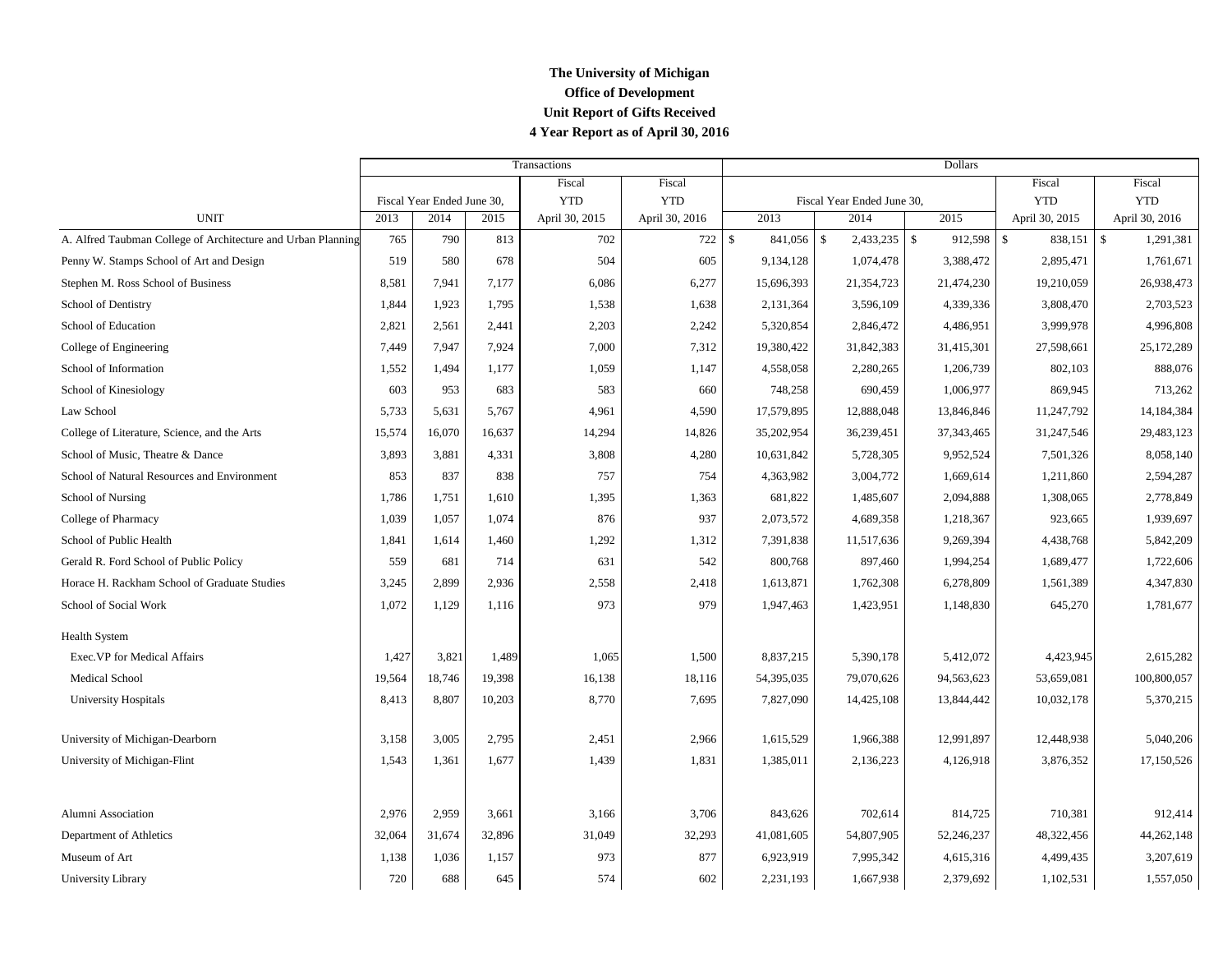**The University of Michigan**
**Office of Development**
**Unit Report of Gifts Received**
**4 Year Report as of April 30, 2016**

| | Transactions | | | | | Dollars | | | | |
|---|---|---|---|---|---|---|---|---|---|---|
| | Fiscal Year Ended June 30, | | | Fiscal YTD | Fiscal YTD | Fiscal Year Ended June 30, | | | Fiscal YTD | Fiscal YTD |
| UNIT | 2013 | 2014 | 2015 | April 30, 2015 | April 30, 2016 | 2013 | 2014 | 2015 | April 30, 2015 | April 30, 2016 |
| A. Alfred Taubman College of Architecture and Urban Planning | 765 | 790 | 813 | 702 | 722 | $ 841,056 | $ 2,433,235 | $ 912,598 | $ 838,151 | $ 1,291,381 |
| Penny W. Stamps School of Art and Design | 519 | 580 | 678 | 504 | 605 | 9,134,128 | 1,074,478 | 3,388,472 | 2,895,471 | 1,761,671 |
| Stephen M. Ross School of Business | 8,581 | 7,941 | 7,177 | 6,086 | 6,277 | 15,696,393 | 21,354,723 | 21,474,230 | 19,210,059 | 26,938,473 |
| School of Dentistry | 1,844 | 1,923 | 1,795 | 1,538 | 1,638 | 2,131,364 | 3,596,109 | 4,339,336 | 3,808,470 | 2,703,523 |
| School of Education | 2,821 | 2,561 | 2,441 | 2,203 | 2,242 | 5,320,854 | 2,846,472 | 4,486,951 | 3,999,978 | 4,996,808 |
| College of Engineering | 7,449 | 7,947 | 7,924 | 7,000 | 7,312 | 19,380,422 | 31,842,383 | 31,415,301 | 27,598,661 | 25,172,289 |
| School of Information | 1,552 | 1,494 | 1,177 | 1,059 | 1,147 | 4,558,058 | 2,280,265 | 1,206,739 | 802,103 | 888,076 |
| School of Kinesiology | 603 | 953 | 683 | 583 | 660 | 748,258 | 690,459 | 1,006,977 | 869,945 | 713,262 |
| Law School | 5,733 | 5,631 | 5,767 | 4,961 | 4,590 | 17,579,895 | 12,888,048 | 13,846,846 | 11,247,792 | 14,184,384 |
| College of Literature, Science, and the Arts | 15,574 | 16,070 | 16,637 | 14,294 | 14,826 | 35,202,954 | 36,239,451 | 37,343,465 | 31,247,546 | 29,483,123 |
| School of Music, Theatre & Dance | 3,893 | 3,881 | 4,331 | 3,808 | 4,280 | 10,631,842 | 5,728,305 | 9,952,524 | 7,501,326 | 8,058,140 |
| School of Natural Resources and Environment | 853 | 837 | 838 | 757 | 754 | 4,363,982 | 3,004,772 | 1,669,614 | 1,211,860 | 2,594,287 |
| School of Nursing | 1,786 | 1,751 | 1,610 | 1,395 | 1,363 | 681,822 | 1,485,607 | 2,094,888 | 1,308,065 | 2,778,849 |
| College of Pharmacy | 1,039 | 1,057 | 1,074 | 876 | 937 | 2,073,572 | 4,689,358 | 1,218,367 | 923,665 | 1,939,697 |
| School of Public Health | 1,841 | 1,614 | 1,460 | 1,292 | 1,312 | 7,391,838 | 11,517,636 | 9,269,394 | 4,438,768 | 5,842,209 |
| Gerald R. Ford School of Public Policy | 559 | 681 | 714 | 631 | 542 | 800,768 | 897,460 | 1,994,254 | 1,689,477 | 1,722,606 |
| Horace H. Rackham School of Graduate Studies | 3,245 | 2,899 | 2,936 | 2,558 | 2,418 | 1,613,871 | 1,762,308 | 6,278,809 | 1,561,389 | 4,347,830 |
| School of Social Work | 1,072 | 1,129 | 1,116 | 973 | 979 | 1,947,463 | 1,423,951 | 1,148,830 | 645,270 | 1,781,677 |
| Health System | | | | | | | | | | |
| Exec.VP for Medical Affairs | 1,427 | 3,821 | 1,489 | 1,065 | 1,500 | 8,837,215 | 5,390,178 | 5,412,072 | 4,423,945 | 2,615,282 |
| Medical School | 19,564 | 18,746 | 19,398 | 16,138 | 18,116 | 54,395,035 | 79,070,626 | 94,563,623 | 53,659,081 | 100,800,057 |
| University Hospitals | 8,413 | 8,807 | 10,203 | 8,770 | 7,695 | 7,827,090 | 14,425,108 | 13,844,442 | 10,032,178 | 5,370,215 |
| University of Michigan-Dearborn | 3,158 | 3,005 | 2,795 | 2,451 | 2,966 | 1,615,529 | 1,966,388 | 12,991,897 | 12,448,938 | 5,040,206 |
| University of Michigan-Flint | 1,543 | 1,361 | 1,677 | 1,439 | 1,831 | 1,385,011 | 2,136,223 | 4,126,918 | 3,876,352 | 17,150,526 |
| Alumni Association | 2,976 | 2,959 | 3,661 | 3,166 | 3,706 | 843,626 | 702,614 | 814,725 | 710,381 | 912,414 |
| Department of Athletics | 32,064 | 31,674 | 32,896 | 31,049 | 32,293 | 41,081,605 | 54,807,905 | 52,246,237 | 48,322,456 | 44,262,148 |
| Museum of Art | 1,138 | 1,036 | 1,157 | 973 | 877 | 6,923,919 | 7,995,342 | 4,615,316 | 4,499,435 | 3,207,619 |
| University Library | 720 | 688 | 645 | 574 | 602 | 2,231,193 | 1,667,938 | 2,379,692 | 1,102,531 | 1,557,050 |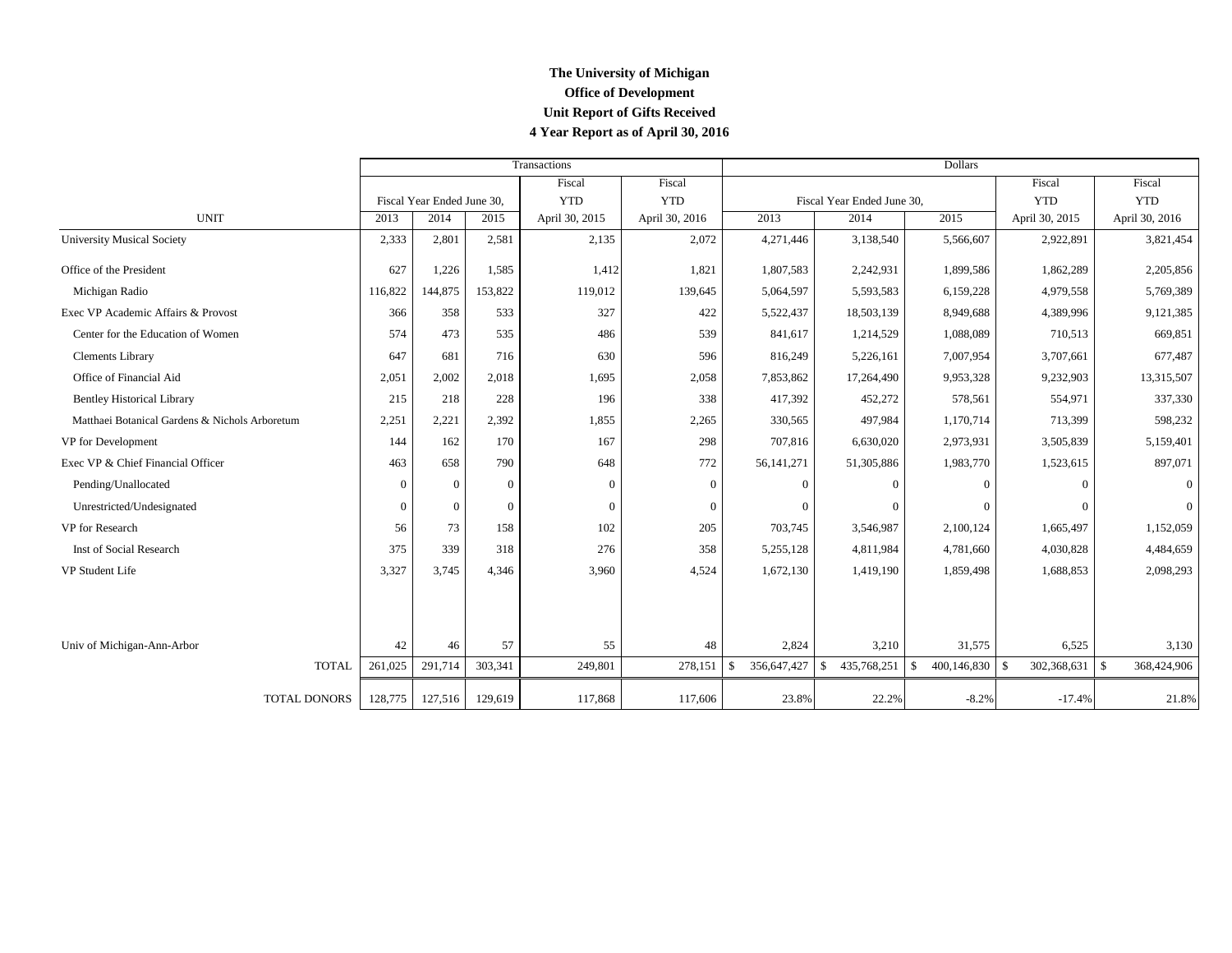**The University of Michigan**

**Office of Development**

**Unit Report of Gifts Received**

**4 Year Report as of April 30, 2016**

| | Transactions | | | | | Dollars | | | | |
|---|---|---|---|---|---|---|---|---|---|---|
| | | | | Fiscal | Fiscal | | | | Fiscal | Fiscal |
| | Fiscal Year Ended June 30, | | | YTD | YTD | Fiscal Year Ended June 30, | | | YTD | YTD |
| UNIT | 2013 | 2014 | 2015 | April 30, 2015 | April 30, 2016 | 2013 | 2014 | 2015 | April 30, 2015 | April 30, 2016 |
| University Musical Society | 2,333 | 2,801 | 2,581 | 2,135 | 2,072 | 4,271,446 | 3,138,540 | 5,566,607 | 2,922,891 | 3,821,454 |
| Office of the President | 627 | 1,226 | 1,585 | 1,412 | 1,821 | 1,807,583 | 2,242,931 | 1,899,586 | 1,862,289 | 2,205,856 |
| Michigan Radio | 116,822 | 144,875 | 153,822 | 119,012 | 139,645 | 5,064,597 | 5,593,583 | 6,159,228 | 4,979,558 | 5,769,389 |
| Exec VP Academic Affairs & Provost | 366 | 358 | 533 | 327 | 422 | 5,522,437 | 18,503,139 | 8,949,688 | 4,389,996 | 9,121,385 |
| Center for the Education of Women | 574 | 473 | 535 | 486 | 539 | 841,617 | 1,214,529 | 1,088,089 | 710,513 | 669,851 |
| Clements Library | 647 | 681 | 716 | 630 | 596 | 816,249 | 5,226,161 | 7,007,954 | 3,707,661 | 677,487 |
| Office of Financial Aid | 2,051 | 2,002 | 2,018 | 1,695 | 2,058 | 7,853,862 | 17,264,490 | 9,953,328 | 9,232,903 | 13,315,507 |
| Bentley Historical Library | 215 | 218 | 228 | 196 | 338 | 417,392 | 452,272 | 578,561 | 554,971 | 337,330 |
| Matthaei Botanical Gardens & Nichols Arboretum | 2,251 | 2,221 | 2,392 | 1,855 | 2,265 | 330,565 | 497,984 | 1,170,714 | 713,399 | 598,232 |
| VP for Development | 144 | 162 | 170 | 167 | 298 | 707,816 | 6,630,020 | 2,973,931 | 3,505,839 | 5,159,401 |
| Exec VP & Chief Financial Officer | 463 | 658 | 790 | 648 | 772 | 56,141,271 | 51,305,886 | 1,983,770 | 1,523,615 | 897,071 |
| Pending/Unallocated | 0 | 0 | 0 | 0 | 0 | 0 | 0 | 0 | 0 | 0 |
| Unrestricted/Undesignated | 0 | 0 | 0 | 0 | 0 | 0 | 0 | 0 | 0 | 0 |
| VP for Research | 56 | 73 | 158 | 102 | 205 | 703,745 | 3,546,987 | 2,100,124 | 1,665,497 | 1,152,059 |
| Inst of Social Research | 375 | 339 | 318 | 276 | 358 | 5,255,128 | 4,811,984 | 4,781,660 | 4,030,828 | 4,484,659 |
| VP Student Life | 3,327 | 3,745 | 4,346 | 3,960 | 4,524 | 1,672,130 | 1,419,190 | 1,859,498 | 1,688,853 | 2,098,293 |
| Univ of Michigan-Ann-Arbor | 42 | 46 | 57 | 55 | 48 | 2,824 | 3,210 | 31,575 | 6,525 | 3,130 |
| TOTAL | 261,025 | 291,714 | 303,341 | 249,801 | 278,151 | $ 356,647,427 | $ 435,768,251 | $ 400,146,830 | $ 302,368,631 | $ 368,424,906 |
| TOTAL DONORS | 128,775 | 127,516 | 129,619 | 117,868 | 117,606 | 23.8% | 22.2% | -8.2% | -17.4% | 21.8% |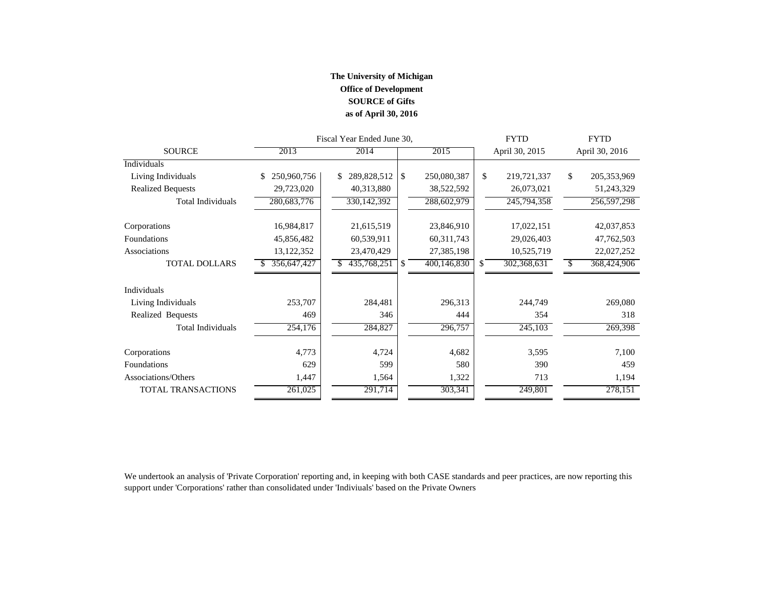**The University of Michigan**
**Office of Development**
**SOURCE of Gifts**
**as of April 30, 2016**

| SOURCE | Fiscal Year Ended June 30, 2013 | 2014 | 2015 | FYTD April 30, 2015 | FYTD April 30, 2016 |
|---|---|---|---|---|---|
| Individuals | | | | | |
| Living Individuals | $ 250,960,756 | $ 289,828,512 | $ 250,080,387 | $ 219,721,337 | $ 205,353,969 |
| Realized Bequests | 29,723,020 | 40,313,880 | 38,522,592 | 26,073,021 | 51,243,329 |
| Total Individuals | 280,683,776 | 330,142,392 | 288,602,979 | 245,794,358 | 256,597,298 |
| Corporations | 16,984,817 | 21,615,519 | 23,846,910 | 17,022,151 | 42,037,853 |
| Foundations | 45,856,482 | 60,539,911 | 60,311,743 | 29,026,403 | 47,762,503 |
| Associations | 13,122,352 | 23,470,429 | 27,385,198 | 10,525,719 | 22,027,252 |
| TOTAL DOLLARS | $ 356,647,427 | $ 435,768,251 | $ 400,146,830 | $ 302,368,631 | $ 368,424,906 |
| Individuals | | | | | |
| Living Individuals | 253,707 | 284,481 | 296,313 | 244,749 | 269,080 |
| Realized Bequests | 469 | 346 | 444 | 354 | 318 |
| Total Individuals | 254,176 | 284,827 | 296,757 | 245,103 | 269,398 |
| Corporations | 4,773 | 4,724 | 4,682 | 3,595 | 7,100 |
| Foundations | 629 | 599 | 580 | 390 | 459 |
| Associations/Others | 1,447 | 1,564 | 1,322 | 713 | 1,194 |
| TOTAL TRANSACTIONS | 261,025 | 291,714 | 303,341 | 249,801 | 278,151 |

We undertook an analysis of 'Private Corporation' reporting and, in keeping with both CASE standards and peer practices, are now reporting this support under 'Corporations' rather than consolidated under 'Indiviuals' based on the Private Owners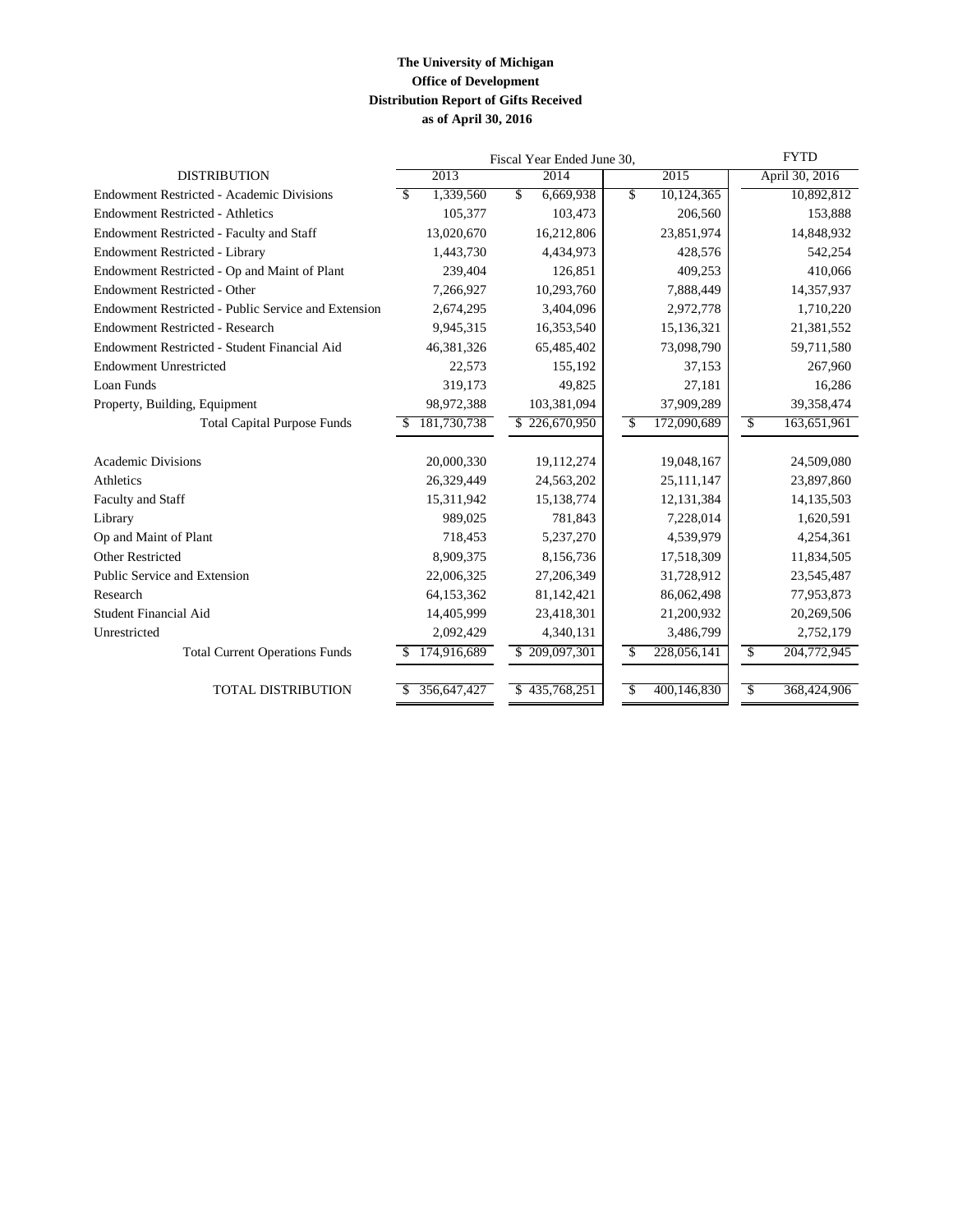**The University of Michigan**
**Office of Development**
**Distribution Report of Gifts Received**
**as of April 30, 2016**

| DISTRIBUTION | Fiscal Year Ended June 30, 2013 | 2014 | 2015 | FYTD April 30, 2016 |
|---|---|---|---|---|
| Endowment Restricted - Academic Divisions | $ 1,339,560 | $ 6,669,938 | $ 10,124,365 | 10,892,812 |
| Endowment Restricted - Athletics | 105,377 | 103,473 | 206,560 | 153,888 |
| Endowment Restricted - Faculty and Staff | 13,020,670 | 16,212,806 | 23,851,974 | 14,848,932 |
| Endowment Restricted - Library | 1,443,730 | 4,434,973 | 428,576 | 542,254 |
| Endowment Restricted - Op and Maint of Plant | 239,404 | 126,851 | 409,253 | 410,066 |
| Endowment Restricted - Other | 7,266,927 | 10,293,760 | 7,888,449 | 14,357,937 |
| Endowment Restricted - Public Service and Extension | 2,674,295 | 3,404,096 | 2,972,778 | 1,710,220 |
| Endowment Restricted - Research | 9,945,315 | 16,353,540 | 15,136,321 | 21,381,552 |
| Endowment Restricted - Student Financial Aid | 46,381,326 | 65,485,402 | 73,098,790 | 59,711,580 |
| Endowment Unrestricted | 22,573 | 155,192 | 37,153 | 267,960 |
| Loan Funds | 319,173 | 49,825 | 27,181 | 16,286 |
| Property, Building, Equipment | 98,972,388 | 103,381,094 | 37,909,289 | 39,358,474 |
| Total Capital Purpose Funds | $ 181,730,738 | $ 226,670,950 | $ 172,090,689 | $ 163,651,961 |
| Academic Divisions | 20,000,330 | 19,112,274 | 19,048,167 | 24,509,080 |
| Athletics | 26,329,449 | 24,563,202 | 25,111,147 | 23,897,860 |
| Faculty and Staff | 15,311,942 | 15,138,774 | 12,131,384 | 14,135,503 |
| Library | 989,025 | 781,843 | 7,228,014 | 1,620,591 |
| Op and Maint of Plant | 718,453 | 5,237,270 | 4,539,979 | 4,254,361 |
| Other Restricted | 8,909,375 | 8,156,736 | 17,518,309 | 11,834,505 |
| Public Service and Extension | 22,006,325 | 27,206,349 | 31,728,912 | 23,545,487 |
| Research | 64,153,362 | 81,142,421 | 86,062,498 | 77,953,873 |
| Student Financial Aid | 14,405,999 | 23,418,301 | 21,200,932 | 20,269,506 |
| Unrestricted | 2,092,429 | 4,340,131 | 3,486,799 | 2,752,179 |
| Total Current Operations Funds | $ 174,916,689 | $ 209,097,301 | $ 228,056,141 | $ 204,772,945 |
| TOTAL DISTRIBUTION | $ 356,647,427 | $ 435,768,251 | $ 400,146,830 | $ 368,424,906 |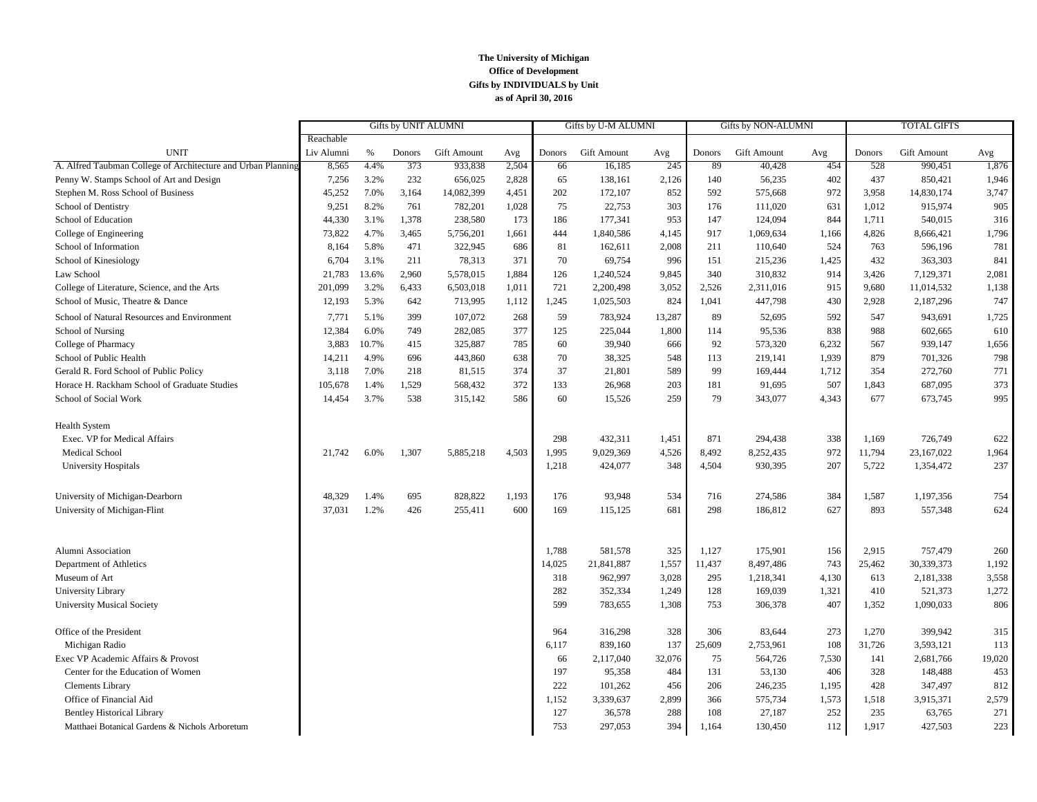**The University of Michigan**
**Office of Development**
**Gifts by INDIVIDUALS by Unit**
**as of April 30, 2016**

| | Gifts by UNIT ALUMNI | | | | | Gifts by U-M ALUMNI | | | Gifts by NON-ALUMNI | | | TOTAL GIFTS | | |
|---|---|---|---|---|---|---|---|---|---|---|---|---|---|---|
| UNIT | Reachable Liv Alumni | % | Donors | Gift Amount | Avg | Donors | Gift Amount | Avg | Donors | Gift Amount | Avg | Donors | Gift Amount | Avg |
| A. Alfred Taubman College of Architecture and Urban Planning | 8,565 | 4.4% | 373 | 933,838 | 2,504 | 66 | 16,185 | 245 | 89 | 40,428 | 454 | 528 | 990,451 | 1,876 |
| Penny W. Stamps School of Art and Design | 7,256 | 3.2% | 232 | 656,025 | 2,828 | 65 | 138,161 | 2,126 | 140 | 56,235 | 402 | 437 | 850,421 | 1,946 |
| Stephen M. Ross School of Business | 45,252 | 7.0% | 3,164 | 14,082,399 | 4,451 | 202 | 172,107 | 852 | 592 | 575,668 | 972 | 3,958 | 14,830,174 | 3,747 |
| School of Dentistry | 9,251 | 8.2% | 761 | 782,201 | 1,028 | 75 | 22,753 | 303 | 176 | 111,020 | 631 | 1,012 | 915,974 | 905 |
| School of Education | 44,330 | 3.1% | 1,378 | 238,580 | 173 | 186 | 177,341 | 953 | 147 | 124,094 | 844 | 1,711 | 540,015 | 316 |
| College of Engineering | 73,822 | 4.7% | 3,465 | 5,756,201 | 1,661 | 444 | 1,840,586 | 4,145 | 917 | 1,069,634 | 1,166 | 4,826 | 8,666,421 | 1,796 |
| School of Information | 8,164 | 5.8% | 471 | 322,945 | 686 | 81 | 162,611 | 2,008 | 211 | 110,640 | 524 | 763 | 596,196 | 781 |
| School of Kinesiology | 6,704 | 3.1% | 211 | 78,313 | 371 | 70 | 69,754 | 996 | 151 | 215,236 | 1,425 | 432 | 363,303 | 841 |
| Law School | 21,783 | 13.6% | 2,960 | 5,578,015 | 1,884 | 126 | 1,240,524 | 9,845 | 340 | 310,832 | 914 | 3,426 | 7,129,371 | 2,081 |
| College of Literature, Science, and the Arts | 201,099 | 3.2% | 6,433 | 6,503,018 | 1,011 | 721 | 2,200,498 | 3,052 | 2,526 | 2,311,016 | 915 | 9,680 | 11,014,532 | 1,138 |
| School of Music, Theatre & Dance | 12,193 | 5.3% | 642 | 713,995 | 1,112 | 1,245 | 1,025,503 | 824 | 1,041 | 447,798 | 430 | 2,928 | 2,187,296 | 747 |
| School of Natural Resources and Environment | 7,771 | 5.1% | 399 | 107,072 | 268 | 59 | 783,924 | 13,287 | 89 | 52,695 | 592 | 547 | 943,691 | 1,725 |
| School of Nursing | 12,384 | 6.0% | 749 | 282,085 | 377 | 125 | 225,044 | 1,800 | 114 | 95,536 | 838 | 988 | 602,665 | 610 |
| College of Pharmacy | 3,883 | 10.7% | 415 | 325,887 | 785 | 60 | 39,940 | 666 | 92 | 573,320 | 6,232 | 567 | 939,147 | 1,656 |
| School of Public Health | 14,211 | 4.9% | 696 | 443,860 | 638 | 70 | 38,325 | 548 | 113 | 219,141 | 1,939 | 879 | 701,326 | 798 |
| Gerald R. Ford School of Public Policy | 3,118 | 7.0% | 218 | 81,515 | 374 | 37 | 21,801 | 589 | 99 | 169,444 | 1,712 | 354 | 272,760 | 771 |
| Horace H. Rackham School of Graduate Studies | 105,678 | 1.4% | 1,529 | 568,432 | 372 | 133 | 26,968 | 203 | 181 | 91,695 | 507 | 1,843 | 687,095 | 373 |
| School of Social Work | 14,454 | 3.7% | 538 | 315,142 | 586 | 60 | 15,526 | 259 | 79 | 343,077 | 4,343 | 677 | 673,745 | 995 |
| Health System | | | | | | | | | | | | | | |
| Exec. VP for Medical Affairs | | | | | | 298 | 432,311 | 1,451 | 871 | 294,438 | 338 | 1,169 | 726,749 | 622 |
| Medical School | 21,742 | 6.0% | 1,307 | 5,885,218 | 4,503 | 1,995 | 9,029,369 | 4,526 | 8,492 | 8,252,435 | 972 | 11,794 | 23,167,022 | 1,964 |
| University Hospitals | | | | | | 1,218 | 424,077 | 348 | 4,504 | 930,395 | 207 | 5,722 | 1,354,472 | 237 |
| University of Michigan-Dearborn | 48,329 | 1.4% | 695 | 828,822 | 1,193 | 176 | 93,948 | 534 | 716 | 274,586 | 384 | 1,587 | 1,197,356 | 754 |
| University of Michigan-Flint | 37,031 | 1.2% | 426 | 255,411 | 600 | 169 | 115,125 | 681 | 298 | 186,812 | 627 | 893 | 557,348 | 624 |
| Alumni Association | | | | | | 1,788 | 581,578 | 325 | 1,127 | 175,901 | 156 | 2,915 | 757,479 | 260 |
| Department of Athletics | | | | | | 14,025 | 21,841,887 | 1,557 | 11,437 | 8,497,486 | 743 | 25,462 | 30,339,373 | 1,192 |
| Museum of Art | | | | | | 318 | 962,997 | 3,028 | 295 | 1,218,341 | 4,130 | 613 | 2,181,338 | 3,558 |
| University Library | | | | | | 282 | 352,334 | 1,249 | 128 | 169,039 | 1,321 | 410 | 521,373 | 1,272 |
| University Musical Society | | | | | | 599 | 783,655 | 1,308 | 753 | 306,378 | 407 | 1,352 | 1,090,033 | 806 |
| Office of the President | | | | | | 964 | 316,298 | 328 | 306 | 83,644 | 273 | 1,270 | 399,942 | 315 |
| Michigan Radio | | | | | | 6,117 | 839,160 | 137 | 25,609 | 2,753,961 | 108 | 31,726 | 3,593,121 | 113 |
| Exec VP Academic Affairs & Provost | | | | | | 66 | 2,117,040 | 32,076 | 75 | 564,726 | 7,530 | 141 | 2,681,766 | 19,020 |
| Center for the Education of Women | | | | | | 197 | 95,358 | 484 | 131 | 53,130 | 406 | 328 | 148,488 | 453 |
| Clements Library | | | | | | 222 | 101,262 | 456 | 206 | 246,235 | 1,195 | 428 | 347,497 | 812 |
| Office of Financial Aid | | | | | | 1,152 | 3,339,637 | 2,899 | 366 | 575,734 | 1,573 | 1,518 | 3,915,371 | 2,579 |
| Bentley Historical Library | | | | | | 127 | 36,578 | 288 | 108 | 27,187 | 252 | 235 | 63,765 | 271 |
| Matthaei Botanical Gardens & Nichols Arboretum | | | | | | 753 | 297,053 | 394 | 1,164 | 130,450 | 112 | 1,917 | 427,503 | 223 |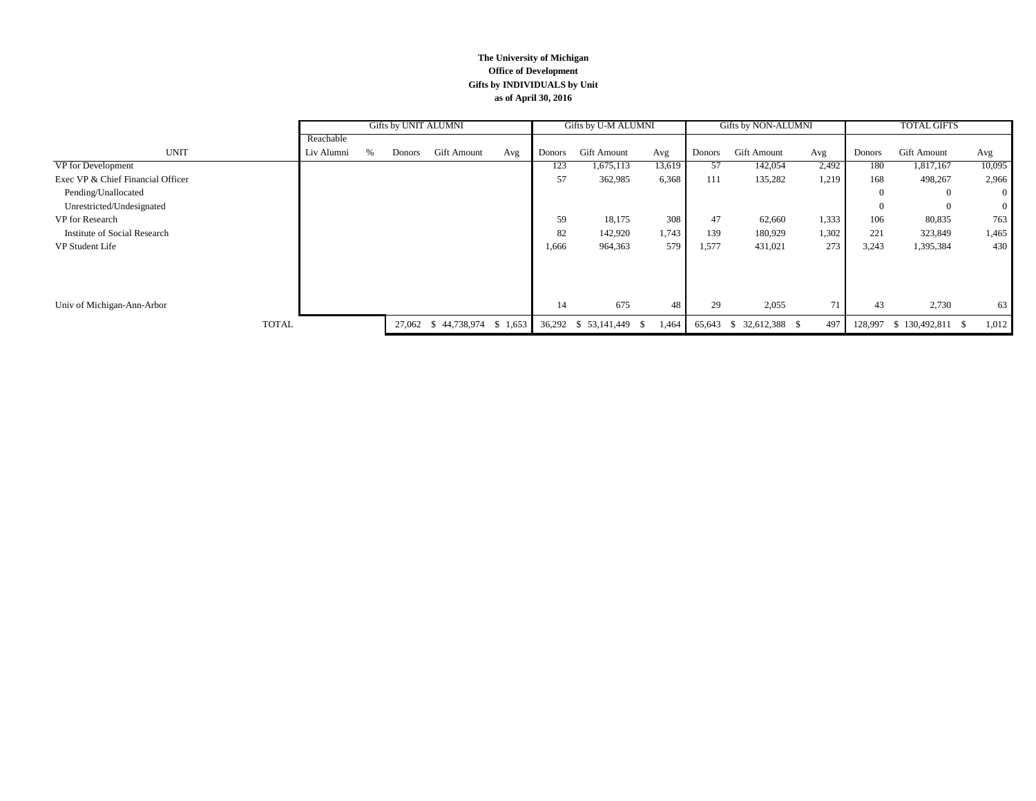**The University of Michigan**
**Office of Development**
**Gifts by INDIVIDUALS by Unit**
**as of April 30, 2016**

| UNIT | Gifts by UNIT ALUMNI | | | | | Gifts by U-M ALUMNI | | | Gifts by NON-ALUMNI | | | TOTAL GIFTS | | |
|---|---|---|---|---|---|---|---|---|---|---|---|---|---|---|
| | Reachable Liv Alumni | % | Donors | Gift Amount | Avg | Donors | Gift Amount | Avg | Donors | Gift Amount | Avg | Donors | Gift Amount | Avg |
| VP for Development | | | | | | 123 | 1,675,113 | 13,619 | 57 | 142,054 | 2,492 | 180 | 1,817,167 | 10,095 |
| Exec VP & Chief Financial Officer | | | | | | 57 | 362,985 | 6,368 | 111 | 135,282 | 1,219 | 168 | 498,267 | 2,966 |
| Pending/Unallocated | | | | | | | | | | | | 0 | 0 | 0 |
| Unrestricted/Undesignated | | | | | | | | | | | | 0 | 0 | 0 |
| VP for Research | | | | | | 59 | 18,175 | 308 | 47 | 62,660 | 1,333 | 106 | 80,835 | 763 |
| Institute of Social Research | | | | | | 82 | 142,920 | 1,743 | 139 | 180,929 | 1,302 | 221 | 323,849 | 1,465 |
| VP Student Life | | | | | | 1,666 | 964,363 | 579 | 1,577 | 431,021 | 273 | 3,243 | 1,395,384 | 430 |
| Univ of Michigan-Ann-Arbor | | | | | | 14 | 675 | 48 | 29 | 2,055 | 71 | 43 | 2,730 | 63 |
| TOTAL | | | 27,062 | $ 44,738,974 | $ 1,653 | 36,292 | $ 53,141,449 | $ 1,464 | 65,643 | $ 32,612,388 | $ 497 | 128,997 | $ 130,492,811 | $ 1,012 |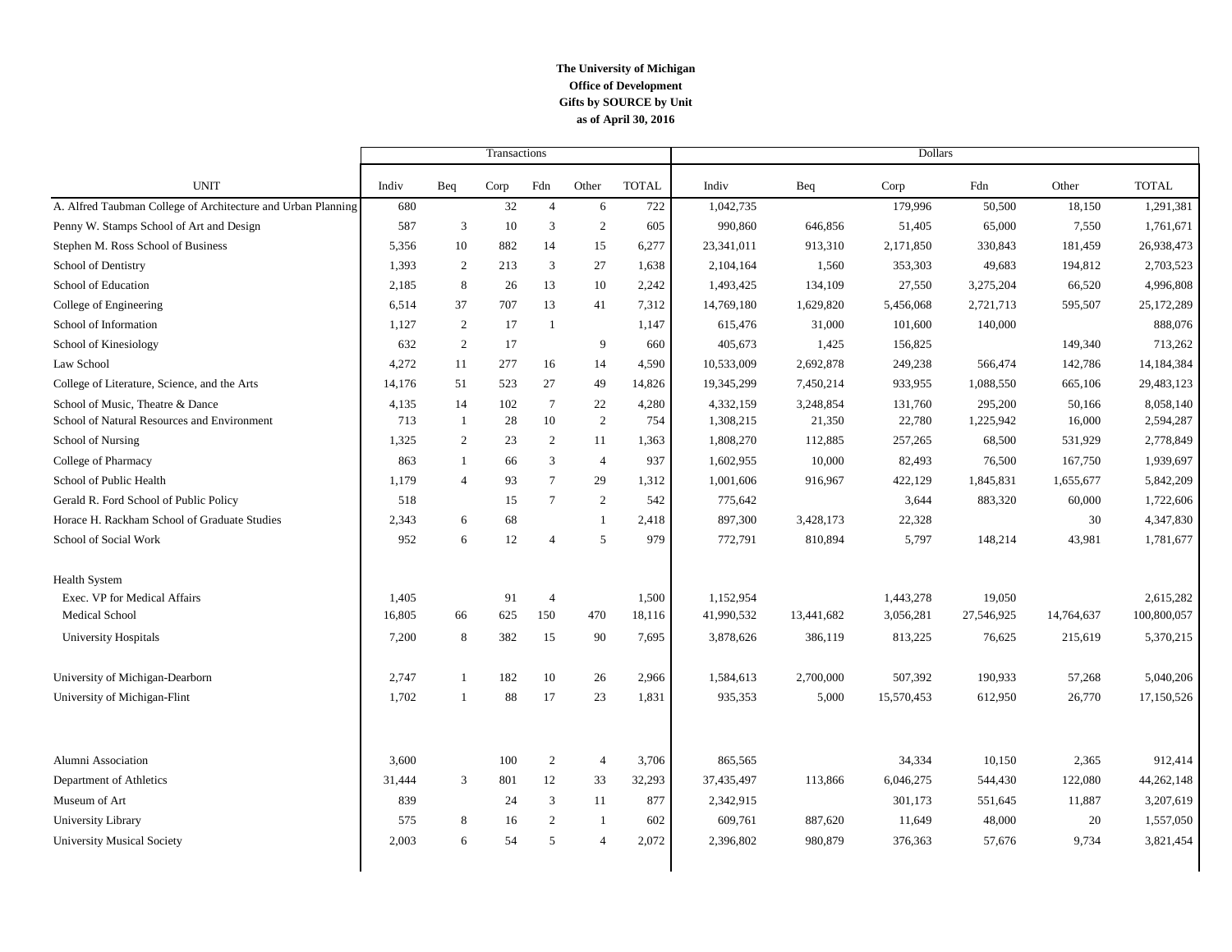**The University of Michigan**
**Office of Development**
**Gifts by SOURCE by Unit**
**as of April 30, 2016**

| | Transactions | | | | | | Dollars | | | | | |
|---|---|---|---|---|---|---|---|---|---|---|---|---|
| UNIT | Indiv | Beq | Corp | Fdn | Other | TOTAL | Indiv | Beq | Corp | Fdn | Other | TOTAL |
| A. Alfred Taubman College of Architecture and Urban Planning | 680 | | 32 | 4 | 6 | 722 | 1,042,735 | | 179,996 | 50,500 | 18,150 | 1,291,381 |
| Penny W. Stamps School of Art and Design | 587 | 3 | 10 | 3 | 2 | 605 | 990,860 | 646,856 | 51,405 | 65,000 | 7,550 | 1,761,671 |
| Stephen M. Ross School of Business | 5,356 | 10 | 882 | 14 | 15 | 6,277 | 23,341,011 | 913,310 | 2,171,850 | 330,843 | 181,459 | 26,938,473 |
| School of Dentistry | 1,393 | 2 | 213 | 3 | 27 | 1,638 | 2,104,164 | 1,560 | 353,303 | 49,683 | 194,812 | 2,703,523 |
| School of Education | 2,185 | 8 | 26 | 13 | 10 | 2,242 | 1,493,425 | 134,109 | 27,550 | 3,275,204 | 66,520 | 4,996,808 |
| College of Engineering | 6,514 | 37 | 707 | 13 | 41 | 7,312 | 14,769,180 | 1,629,820 | 5,456,068 | 2,721,713 | 595,507 | 25,172,289 |
| School of Information | 1,127 | 2 | 17 | 1 | | 1,147 | 615,476 | 31,000 | 101,600 | 140,000 | | 888,076 |
| School of Kinesiology | 632 | 2 | 17 | | 9 | 660 | 405,673 | 1,425 | 156,825 | | 149,340 | 713,262 |
| Law School | 4,272 | 11 | 277 | 16 | 14 | 4,590 | 10,533,009 | 2,692,878 | 249,238 | 566,474 | 142,786 | 14,184,384 |
| College of Literature, Science, and the Arts | 14,176 | 51 | 523 | 27 | 49 | 14,826 | 19,345,299 | 7,450,214 | 933,955 | 1,088,550 | 665,106 | 29,483,123 |
| School of Music, Theatre & Dance | 4,135 | 14 | 102 | 7 | 22 | 4,280 | 4,332,159 | 3,248,854 | 131,760 | 295,200 | 50,166 | 8,058,140 |
| School of Natural Resources and Environment | 713 | 1 | 28 | 10 | 2 | 754 | 1,308,215 | 21,350 | 22,780 | 1,225,942 | 16,000 | 2,594,287 |
| School of Nursing | 1,325 | 2 | 23 | 2 | 11 | 1,363 | 1,808,270 | 112,885 | 257,265 | 68,500 | 531,929 | 2,778,849 |
| College of Pharmacy | 863 | 1 | 66 | 3 | 4 | 937 | 1,602,955 | 10,000 | 82,493 | 76,500 | 167,750 | 1,939,697 |
| School of Public Health | 1,179 | 4 | 93 | 7 | 29 | 1,312 | 1,001,606 | 916,967 | 422,129 | 1,845,831 | 1,655,677 | 5,842,209 |
| Gerald R. Ford School of Public Policy | 518 | | 15 | 7 | 2 | 542 | 775,642 | | 3,644 | 883,320 | 60,000 | 1,722,606 |
| Horace H. Rackham School of Graduate Studies | 2,343 | 6 | 68 | | 1 | 2,418 | 897,300 | 3,428,173 | 22,328 | | 30 | 4,347,830 |
| School of Social Work | 952 | 6 | 12 | 4 | 5 | 979 | 772,791 | 810,894 | 5,797 | 148,214 | 43,981 | 1,781,677 |
| Health System | | | | | | | | | | | | |
| Exec. VP for Medical Affairs | 1,405 | | 91 | 4 | | 1,500 | 1,152,954 | | 1,443,278 | 19,050 | | 2,615,282 |
| Medical School | 16,805 | 66 | 625 | 150 | 470 | 18,116 | 41,990,532 | 13,441,682 | 3,056,281 | 27,546,925 | 14,764,637 | 100,800,057 |
| University Hospitals | 7,200 | 8 | 382 | 15 | 90 | 7,695 | 3,878,626 | 386,119 | 813,225 | 76,625 | 215,619 | 5,370,215 |
| University of Michigan-Dearborn | 2,747 | 1 | 182 | 10 | 26 | 2,966 | 1,584,613 | 2,700,000 | 507,392 | 190,933 | 57,268 | 5,040,206 |
| University of Michigan-Flint | 1,702 | 1 | 88 | 17 | 23 | 1,831 | 935,353 | 5,000 | 15,570,453 | 612,950 | 26,770 | 17,150,526 |
| Alumni Association | 3,600 | | 100 | 2 | 4 | 3,706 | 865,565 | | 34,334 | 10,150 | 2,365 | 912,414 |
| Department of Athletics | 31,444 | 3 | 801 | 12 | 33 | 32,293 | 37,435,497 | 113,866 | 6,046,275 | 544,430 | 122,080 | 44,262,148 |
| Museum of Art | 839 | | 24 | 3 | 11 | 877 | 2,342,915 | | 301,173 | 551,645 | 11,887 | 3,207,619 |
| University Library | 575 | 8 | 16 | 2 | 1 | 602 | 609,761 | 887,620 | 11,649 | 48,000 | 20 | 1,557,050 |
| University Musical Society | 2,003 | 6 | 54 | 5 | 4 | 2,072 | 2,396,802 | 980,879 | 376,363 | 57,676 | 9,734 | 3,821,454 |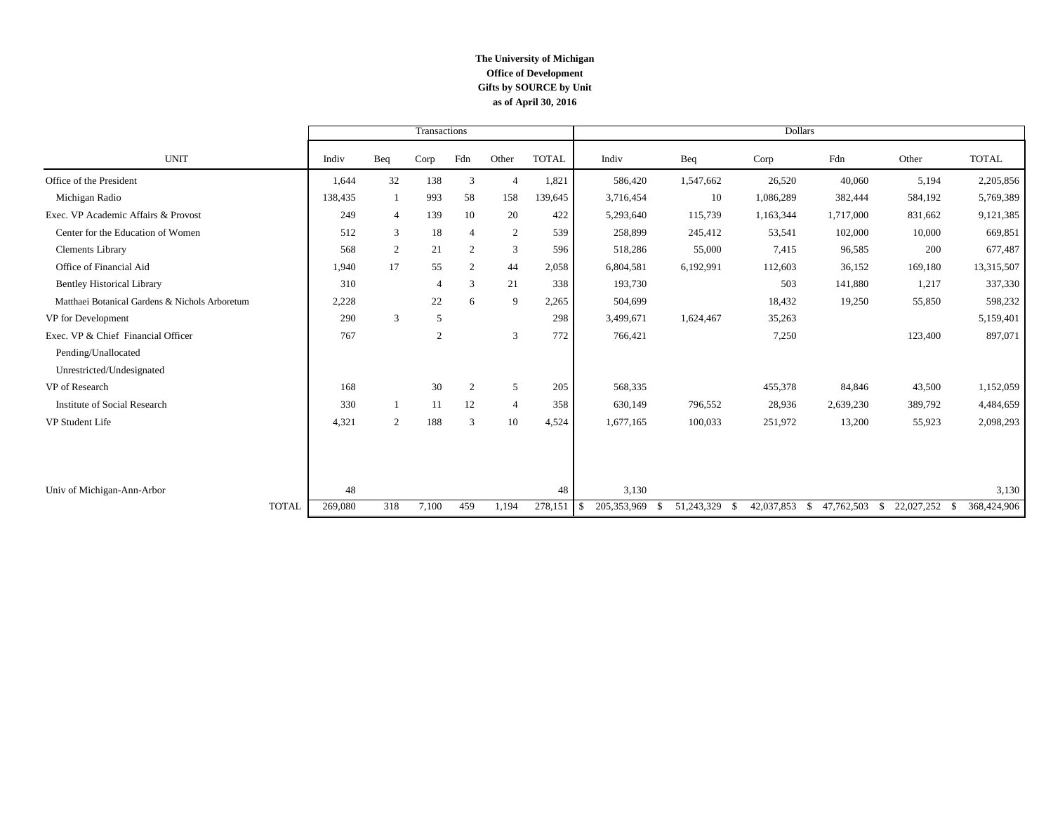**The University of Michigan**
**Office of Development**
**Gifts by SOURCE by Unit**
**as of April 30, 2016**

| | Transactions | | | | | | Dollars | | | | | |
|---|---|---|---|---|---|---|---|---|---|---|---|---|
| UNIT | Indiv | Beq | Corp | Fdn | Other | TOTAL | Indiv | Beq | Corp | Fdn | Other | TOTAL |
| Office of the President | 1,644 | 32 | 138 | 3 | 4 | 1,821 | 586,420 | 1,547,662 | 26,520 | 40,060 | 5,194 | 2,205,856 |
| Michigan Radio | 138,435 | 1 | 993 | 58 | 158 | 139,645 | 3,716,454 | 10 | 1,086,289 | 382,444 | 584,192 | 5,769,389 |
| Exec. VP Academic Affairs & Provost | 249 | 4 | 139 | 10 | 20 | 422 | 5,293,640 | 115,739 | 1,163,344 | 1,717,000 | 831,662 | 9,121,385 |
| Center for the Education of Women | 512 | 3 | 18 | 4 | 2 | 539 | 258,899 | 245,412 | 53,541 | 102,000 | 10,000 | 669,851 |
| Clements Library | 568 | 2 | 21 | 2 | 3 | 596 | 518,286 | 55,000 | 7,415 | 96,585 | 200 | 677,487 |
| Office of Financial Aid | 1,940 | 17 | 55 | 2 | 44 | 2,058 | 6,804,581 | 6,192,991 | 112,603 | 36,152 | 169,180 | 13,315,507 |
| Bentley Historical Library | 310 | | 4 | 3 | 21 | 338 | 193,730 | | 503 | 141,880 | 1,217 | 337,330 |
| Matthaei Botanical Gardens & Nichols Arboretum | 2,228 | | 22 | 6 | 9 | 2,265 | 504,699 | | 18,432 | 19,250 | 55,850 | 598,232 |
| VP for Development | 290 | 3 | 5 | | | 298 | 3,499,671 | 1,624,467 | 35,263 | | | 5,159,401 |
| Exec. VP & Chief Financial Officer | 767 | | 2 | | 3 | 772 | 766,421 | | 7,250 | | 123,400 | 897,071 |
| Pending/Unallocated | | | | | | | | | | | | |
| Unrestricted/Undesignated | | | | | | | | | | | | |
| VP of Research | 168 | | 30 | 2 | 5 | 205 | 568,335 | | 455,378 | 84,846 | 43,500 | 1,152,059 |
| Institute of Social Research | 330 | 1 | 11 | 12 | 4 | 358 | 630,149 | 796,552 | 28,936 | 2,639,230 | 389,792 | 4,484,659 |
| VP Student Life | 4,321 | 2 | 188 | 3 | 10 | 4,524 | 1,677,165 | 100,033 | 251,972 | 13,200 | 55,923 | 2,098,293 |
| Univ of Michigan-Ann-Arbor | 48 | | | | | 48 | 3,130 | | | | | 3,130 |
| TOTAL | 269,080 | 318 | 7,100 | 459 | 1,194 | 278,151 | $ 205,353,969 | $ 51,243,329 | $ 42,037,853 | $ 47,762,503 | $ 22,027,252 | $ 368,424,906 |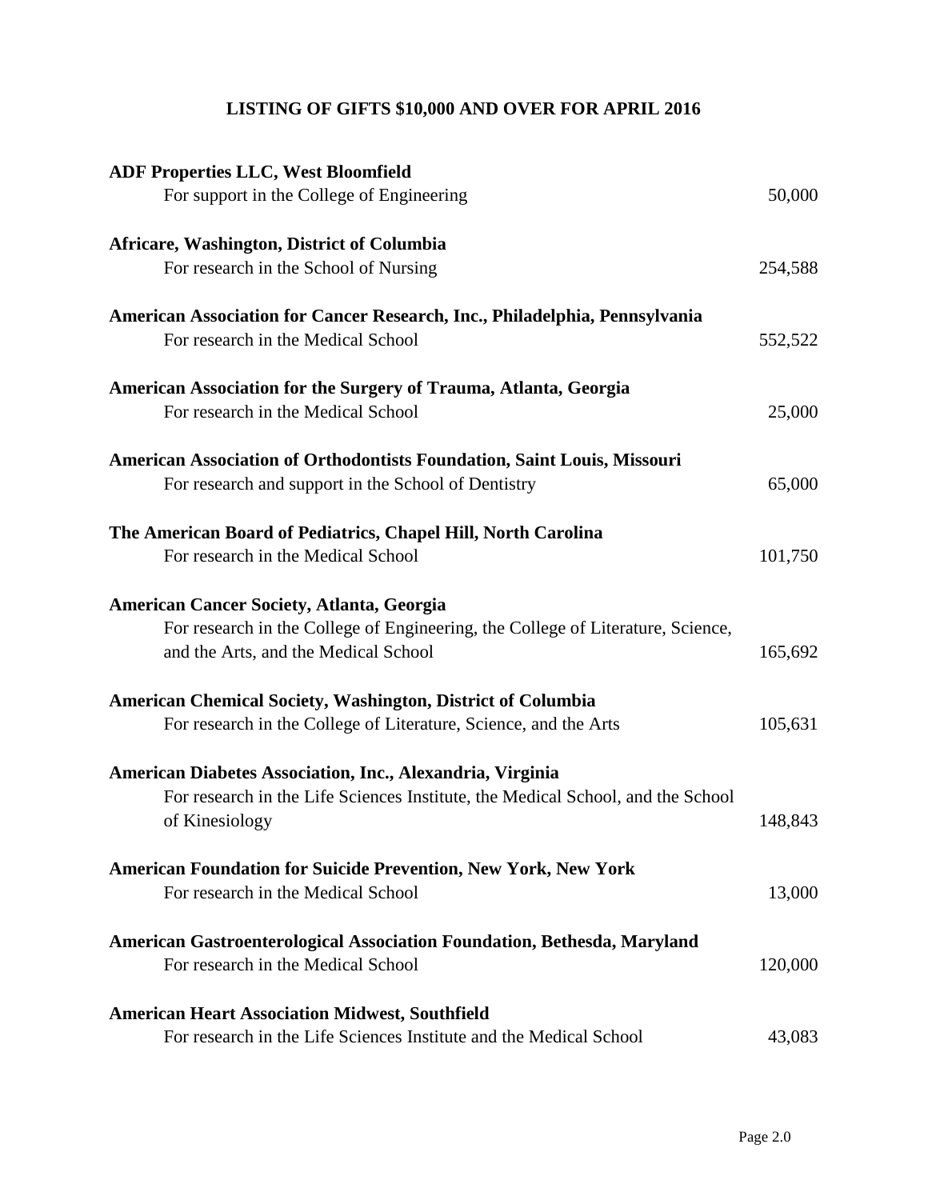# LISTING OF GIFTS $10,000 AND OVER FOR APRIL 2016

**ADF Properties LLC, West Bloomfield**
For support in the College of Engineering — 50,000

**Africare, Washington, District of Columbia**
For research in the School of Nursing — 254,588

**American Association for Cancer Research, Inc., Philadelphia, Pennsylvania**
For research in the Medical School — 552,522

**American Association for the Surgery of Trauma, Atlanta, Georgia**
For research in the Medical School — 25,000

**American Association of Orthodontists Foundation, Saint Louis, Missouri**
For research and support in the School of Dentistry — 65,000

**The American Board of Pediatrics, Chapel Hill, North Carolina**
For research in the Medical School — 101,750

**American Cancer Society, Atlanta, Georgia**
For research in the College of Engineering, the College of Literature, Science, and the Arts, and the Medical School — 165,692

**American Chemical Society, Washington, District of Columbia**
For research in the College of Literature, Science, and the Arts — 105,631

**American Diabetes Association, Inc., Alexandria, Virginia**
For research in the Life Sciences Institute, the Medical School, and the School of Kinesiology — 148,843

**American Foundation for Suicide Prevention, New York, New York**
For research in the Medical School — 13,000

**American Gastroenterological Association Foundation, Bethesda, Maryland**
For research in the Medical School — 120,000

**American Heart Association Midwest, Southfield**
For research in the Life Sciences Institute and the Medical School — 43,083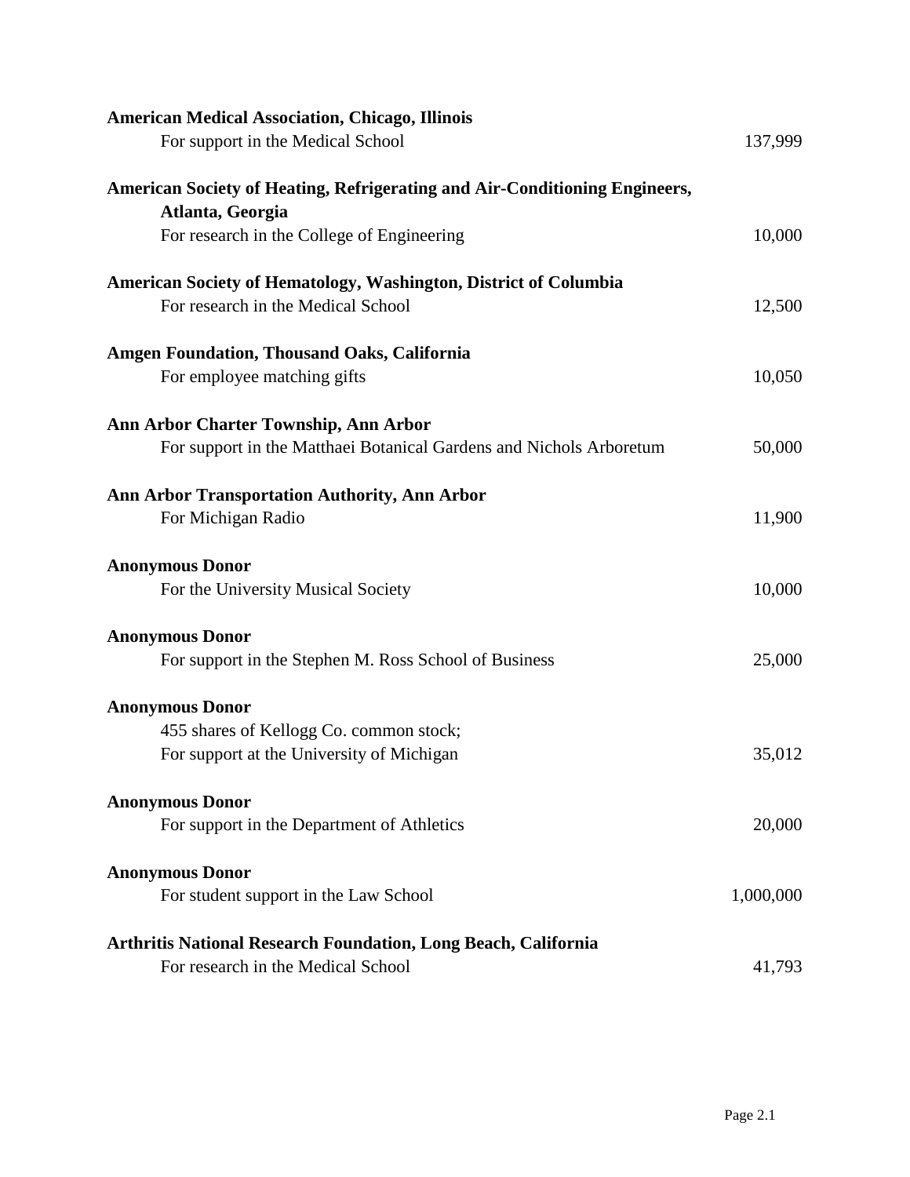**American Medical Association, Chicago, Illinois**
For support in the Medical School 137,999

**American Society of Heating, Refrigerating and Air-Conditioning Engineers, Atlanta, Georgia**
For research in the College of Engineering 10,000

**American Society of Hematology, Washington, District of Columbia**
For research in the Medical School 12,500

**Amgen Foundation, Thousand Oaks, California**
For employee matching gifts 10,050

**Ann Arbor Charter Township, Ann Arbor**
For support in the Matthaei Botanical Gardens and Nichols Arboretum 50,000

**Ann Arbor Transportation Authority, Ann Arbor**
For Michigan Radio 11,900

**Anonymous Donor**
For the University Musical Society 10,000

**Anonymous Donor**
For support in the Stephen M. Ross School of Business 25,000

**Anonymous Donor**
455 shares of Kellogg Co. common stock;
For support at the University of Michigan 35,012

**Anonymous Donor**
For support in the Department of Athletics 20,000

**Anonymous Donor**
For student support in the Law School 1,000,000

**Arthritis National Research Foundation, Long Beach, California**
For research in the Medical School 41,793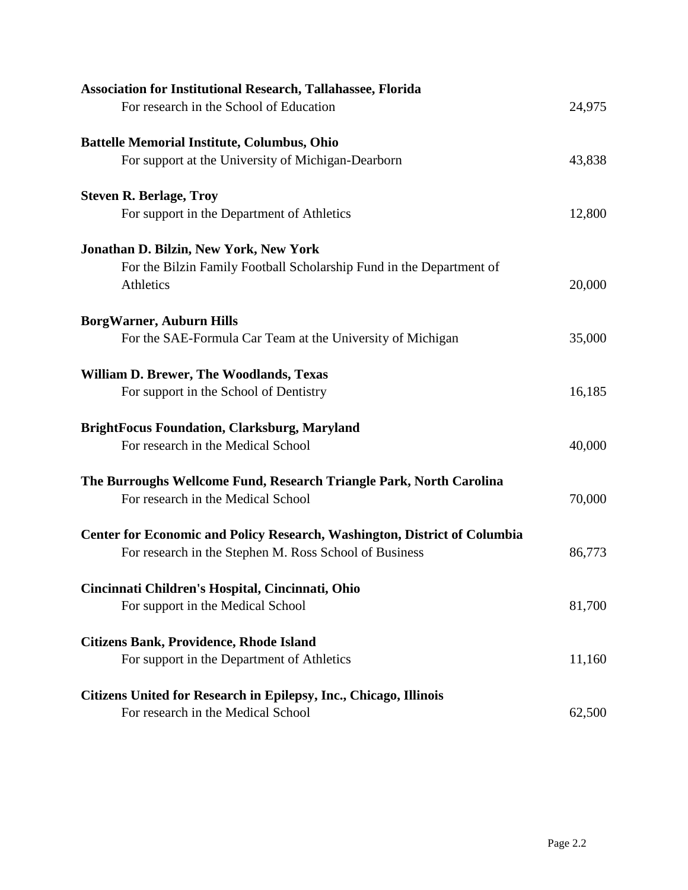**Association for Institutional Research, Tallahassee, Florida**
For research in the School of Education 24,975

**Battelle Memorial Institute, Columbus, Ohio**
For support at the University of Michigan-Dearborn 43,838

**Steven R. Berlage, Troy**
For support in the Department of Athletics 12,800

**Jonathan D. Bilzin, New York, New York**
For the Bilzin Family Football Scholarship Fund in the Department of Athletics 20,000

**BorgWarner, Auburn Hills**
For the SAE-Formula Car Team at the University of Michigan 35,000

**William D. Brewer, The Woodlands, Texas**
For support in the School of Dentistry 16,185

**BrightFocus Foundation, Clarksburg, Maryland**
For research in the Medical School 40,000

**The Burroughs Wellcome Fund, Research Triangle Park, North Carolina**
For research in the Medical School 70,000

**Center for Economic and Policy Research, Washington, District of Columbia**
For research in the Stephen M. Ross School of Business 86,773

**Cincinnati Children's Hospital, Cincinnati, Ohio**
For support in the Medical School 81,700

**Citizens Bank, Providence, Rhode Island**
For support in the Department of Athletics 11,160

**Citizens United for Research in Epilepsy, Inc., Chicago, Illinois**
For research in the Medical School 62,500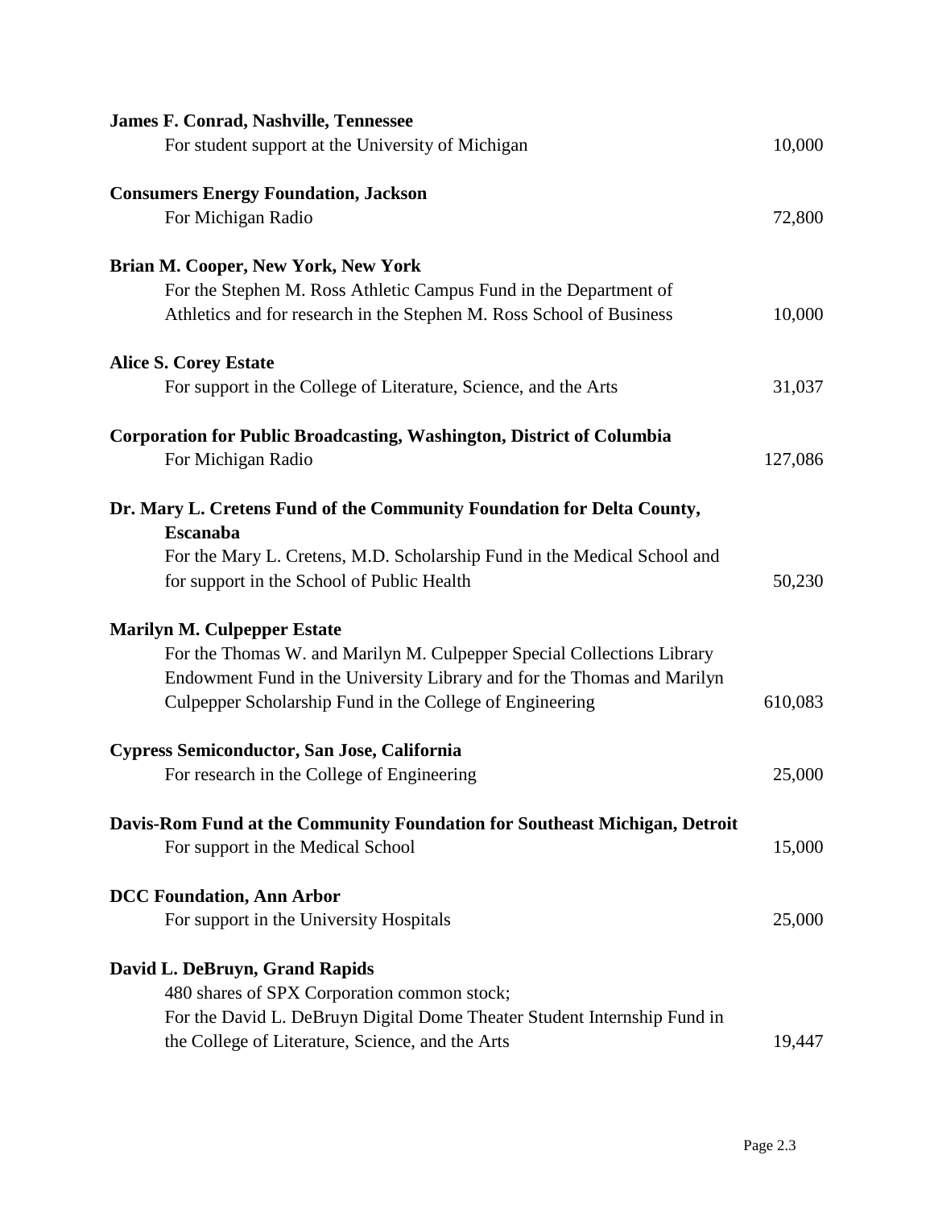**James F. Conrad, Nashville, Tennessee**
For student support at the University of Michigan 10,000

**Consumers Energy Foundation, Jackson**
For Michigan Radio 72,800

**Brian M. Cooper, New York, New York**
For the Stephen M. Ross Athletic Campus Fund in the Department of Athletics and for research in the Stephen M. Ross School of Business 10,000

**Alice S. Corey Estate**
For support in the College of Literature, Science, and the Arts 31,037

**Corporation for Public Broadcasting, Washington, District of Columbia**
For Michigan Radio 127,086

**Dr. Mary L. Cretens Fund of the Community Foundation for Delta County, Escanaba**
For the Mary L. Cretens, M.D. Scholarship Fund in the Medical School and for support in the School of Public Health 50,230

**Marilyn M. Culpepper Estate**
For the Thomas W. and Marilyn M. Culpepper Special Collections Library Endowment Fund in the University Library and for the Thomas and Marilyn Culpepper Scholarship Fund in the College of Engineering 610,083

**Cypress Semiconductor, San Jose, California**
For research in the College of Engineering 25,000

**Davis-Rom Fund at the Community Foundation for Southeast Michigan, Detroit**
For support in the Medical School 15,000

**DCC Foundation, Ann Arbor**
For support in the University Hospitals 25,000

**David L. DeBruyn, Grand Rapids**
480 shares of SPX Corporation common stock;
For the David L. DeBruyn Digital Dome Theater Student Internship Fund in the College of Literature, Science, and the Arts 19,447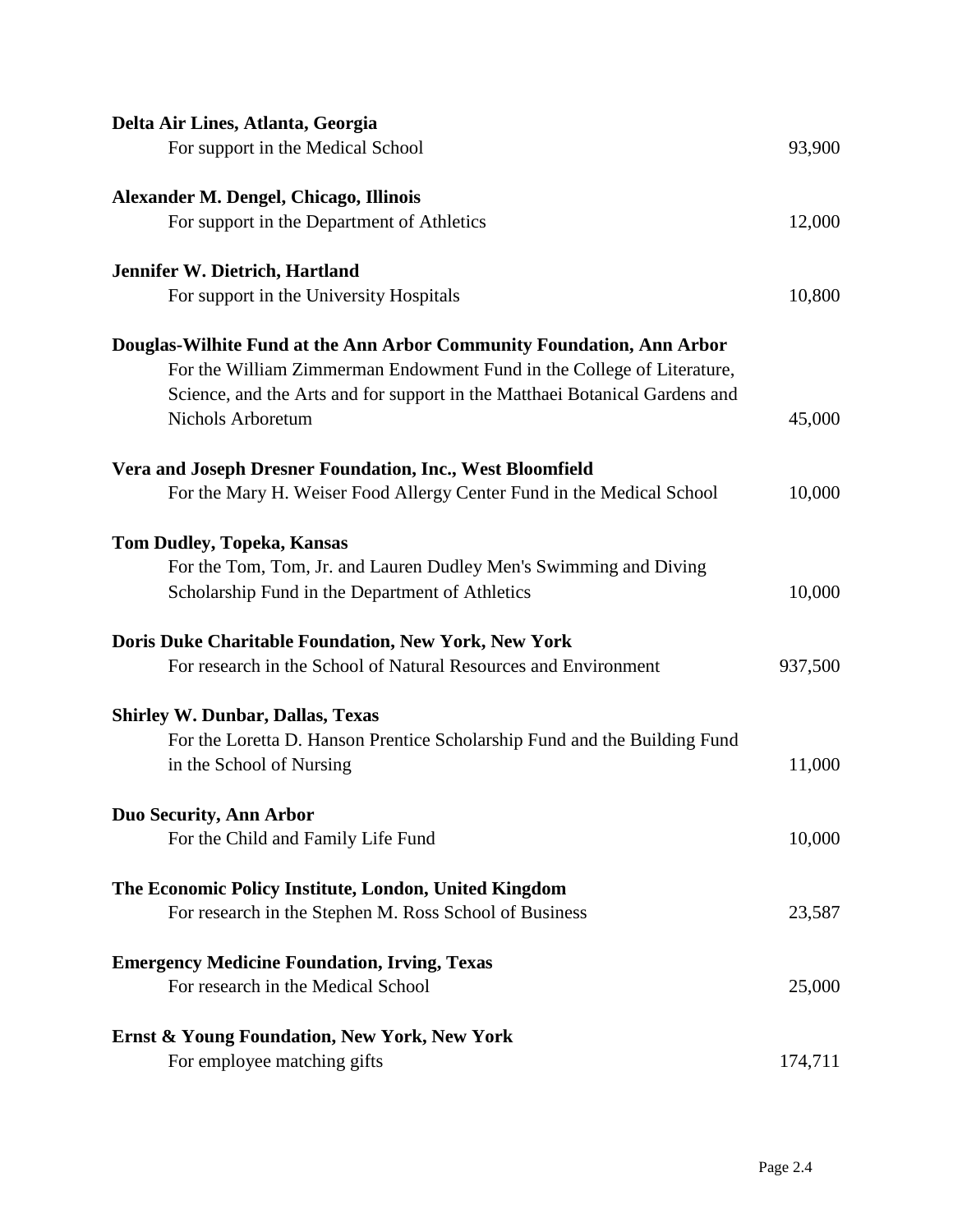**Delta Air Lines, Atlanta, Georgia**
For support in the Medical School 93,900

**Alexander M. Dengel, Chicago, Illinois**
For support in the Department of Athletics 12,000

**Jennifer W. Dietrich, Hartland**
For support in the University Hospitals 10,800

**Douglas-Wilhite Fund at the Ann Arbor Community Foundation, Ann Arbor**
For the William Zimmerman Endowment Fund in the College of Literature, Science, and the Arts and for support in the Matthaei Botanical Gardens and Nichols Arboretum 45,000

**Vera and Joseph Dresner Foundation, Inc., West Bloomfield**
For the Mary H. Weiser Food Allergy Center Fund in the Medical School 10,000

**Tom Dudley, Topeka, Kansas**
For the Tom, Tom, Jr. and Lauren Dudley Men's Swimming and Diving Scholarship Fund in the Department of Athletics 10,000

**Doris Duke Charitable Foundation, New York, New York**
For research in the School of Natural Resources and Environment 937,500

**Shirley W. Dunbar, Dallas, Texas**
For the Loretta D. Hanson Prentice Scholarship Fund and the Building Fund in the School of Nursing 11,000

**Duo Security, Ann Arbor**
For the Child and Family Life Fund 10,000

**The Economic Policy Institute, London, United Kingdom**
For research in the Stephen M. Ross School of Business 23,587

**Emergency Medicine Foundation, Irving, Texas**
For research in the Medical School 25,000

**Ernst & Young Foundation, New York, New York**
For employee matching gifts 174,711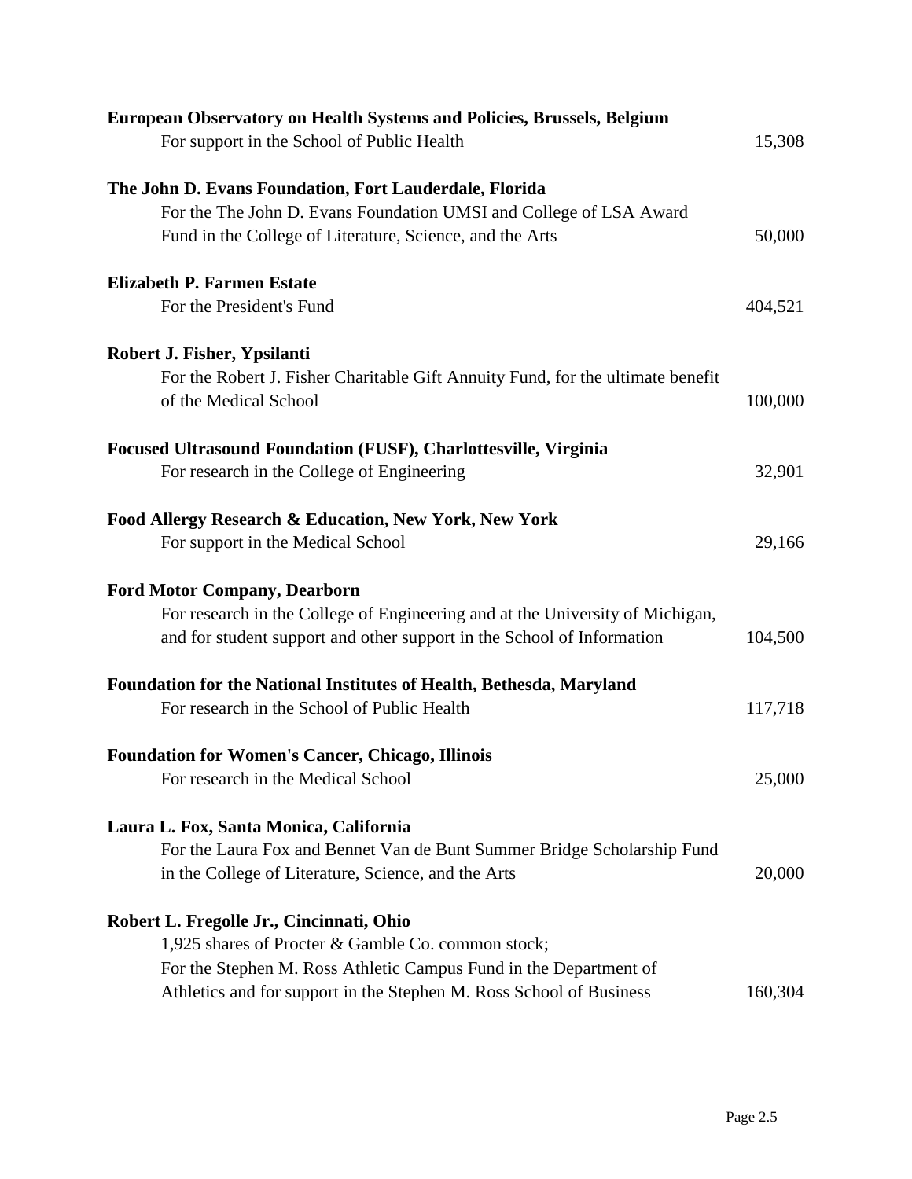**European Observatory on Health Systems and Policies, Brussels, Belgium**
For support in the School of Public Health 15,308

**The John D. Evans Foundation, Fort Lauderdale, Florida**
For the The John D. Evans Foundation UMSI and College of LSA Award Fund in the College of Literature, Science, and the Arts 50,000

**Elizabeth P. Farmen Estate**
For the President's Fund 404,521

**Robert J. Fisher, Ypsilanti**
For the Robert J. Fisher Charitable Gift Annuity Fund, for the ultimate benefit of the Medical School 100,000

**Focused Ultrasound Foundation (FUSF), Charlottesville, Virginia**
For research in the College of Engineering 32,901

**Food Allergy Research & Education, New York, New York**
For support in the Medical School 29,166

**Ford Motor Company, Dearborn**
For research in the College of Engineering and at the University of Michigan, and for student support and other support in the School of Information 104,500

**Foundation for the National Institutes of Health, Bethesda, Maryland**
For research in the School of Public Health 117,718

**Foundation for Women's Cancer, Chicago, Illinois**
For research in the Medical School 25,000

**Laura L. Fox, Santa Monica, California**
For the Laura Fox and Bennet Van de Bunt Summer Bridge Scholarship Fund in the College of Literature, Science, and the Arts 20,000

**Robert L. Fregolle Jr., Cincinnati, Ohio**
1,925 shares of Procter & Gamble Co. common stock;
For the Stephen M. Ross Athletic Campus Fund in the Department of Athletics and for support in the Stephen M. Ross School of Business 160,304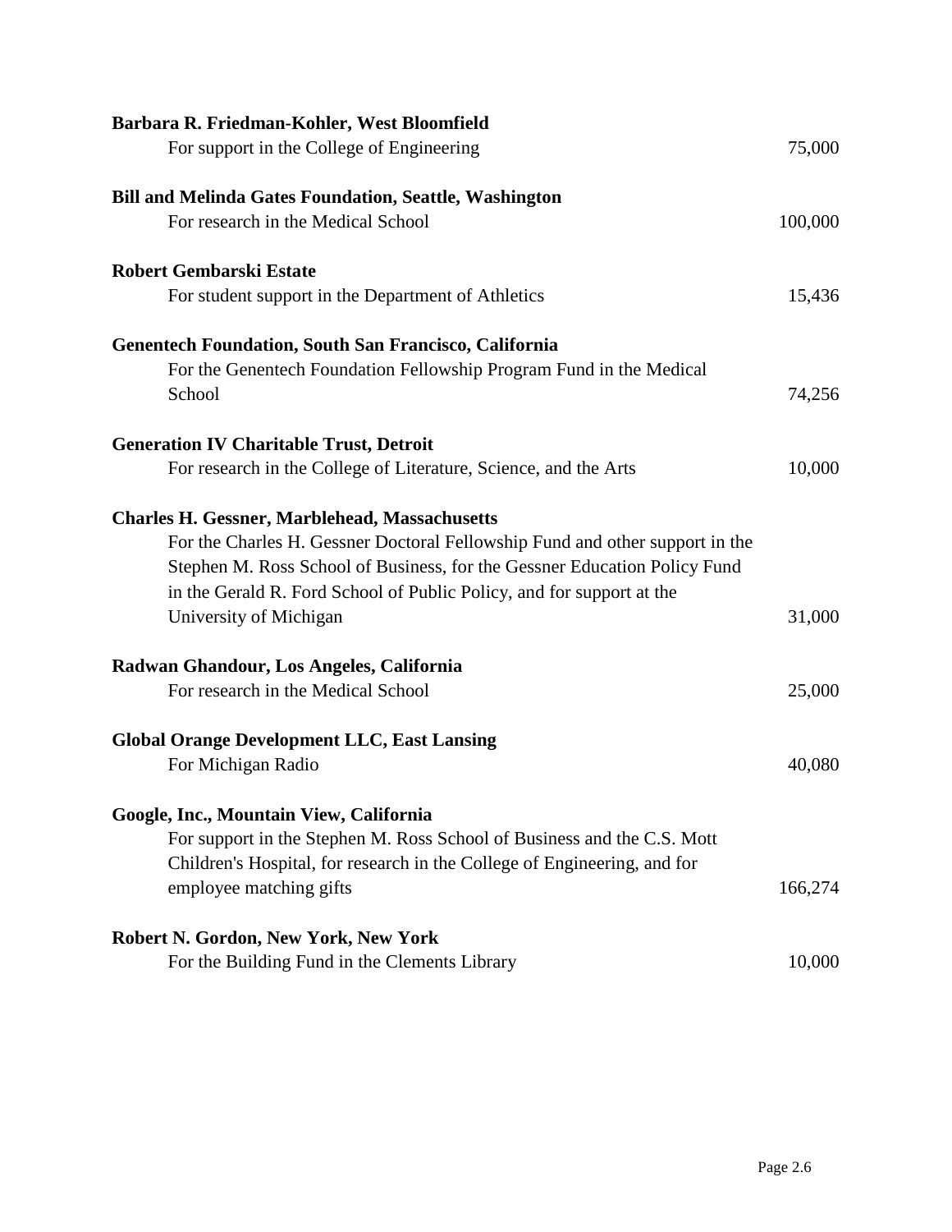**Barbara R. Friedman-Kohler, West Bloomfield**
For support in the College of Engineering 75,000

**Bill and Melinda Gates Foundation, Seattle, Washington**
For research in the Medical School 100,000

**Robert Gembarski Estate**
For student support in the Department of Athletics 15,436

**Genentech Foundation, South San Francisco, California**
For the Genentech Foundation Fellowship Program Fund in the Medical School 74,256

**Generation IV Charitable Trust, Detroit**
For research in the College of Literature, Science, and the Arts 10,000

**Charles H. Gessner, Marblehead, Massachusetts**
For the Charles H. Gessner Doctoral Fellowship Fund and other support in the Stephen M. Ross School of Business, for the Gessner Education Policy Fund in the Gerald R. Ford School of Public Policy, and for support at the University of Michigan 31,000

**Radwan Ghandour, Los Angeles, California**
For research in the Medical School 25,000

**Global Orange Development LLC, East Lansing**
For Michigan Radio 40,080

**Google, Inc., Mountain View, California**
For support in the Stephen M. Ross School of Business and the C.S. Mott Children's Hospital, for research in the College of Engineering, and for employee matching gifts 166,274

**Robert N. Gordon, New York, New York**
For the Building Fund in the Clements Library 10,000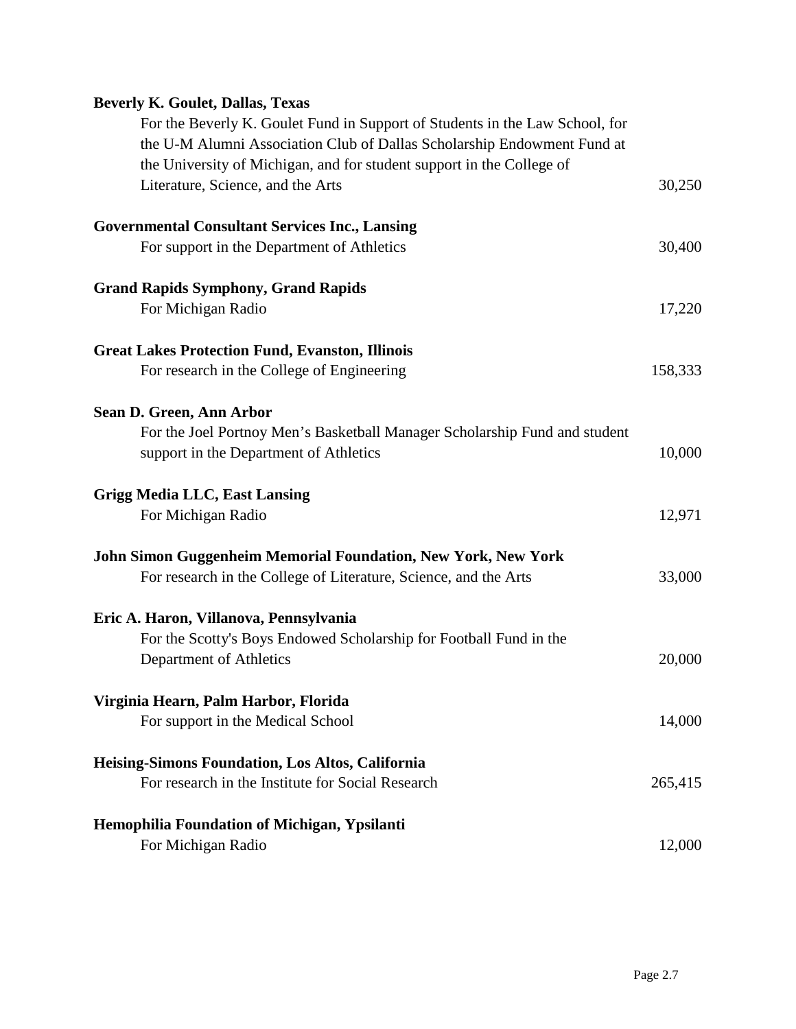**Beverly K. Goulet, Dallas, Texas**

For the Beverly K. Goulet Fund in Support of Students in the Law School, for the U-M Alumni Association Club of Dallas Scholarship Endowment Fund at the University of Michigan, and for student support in the College of Literature, Science, and the Arts — 30,250

**Governmental Consultant Services Inc., Lansing**

For support in the Department of Athletics — 30,400

**Grand Rapids Symphony, Grand Rapids**

For Michigan Radio — 17,220

**Great Lakes Protection Fund, Evanston, Illinois**

For research in the College of Engineering — 158,333

**Sean D. Green, Ann Arbor**

For the Joel Portnoy Men's Basketball Manager Scholarship Fund and student support in the Department of Athletics — 10,000

**Grigg Media LLC, East Lansing**

For Michigan Radio — 12,971

**John Simon Guggenheim Memorial Foundation, New York, New York**

For research in the College of Literature, Science, and the Arts — 33,000

**Eric A. Haron, Villanova, Pennsylvania**

For the Scotty's Boys Endowed Scholarship for Football Fund in the Department of Athletics — 20,000

**Virginia Hearn, Palm Harbor, Florida**

For support in the Medical School — 14,000

**Heising-Simons Foundation, Los Altos, California**

For research in the Institute for Social Research — 265,415

**Hemophilia Foundation of Michigan, Ypsilanti**

For Michigan Radio — 12,000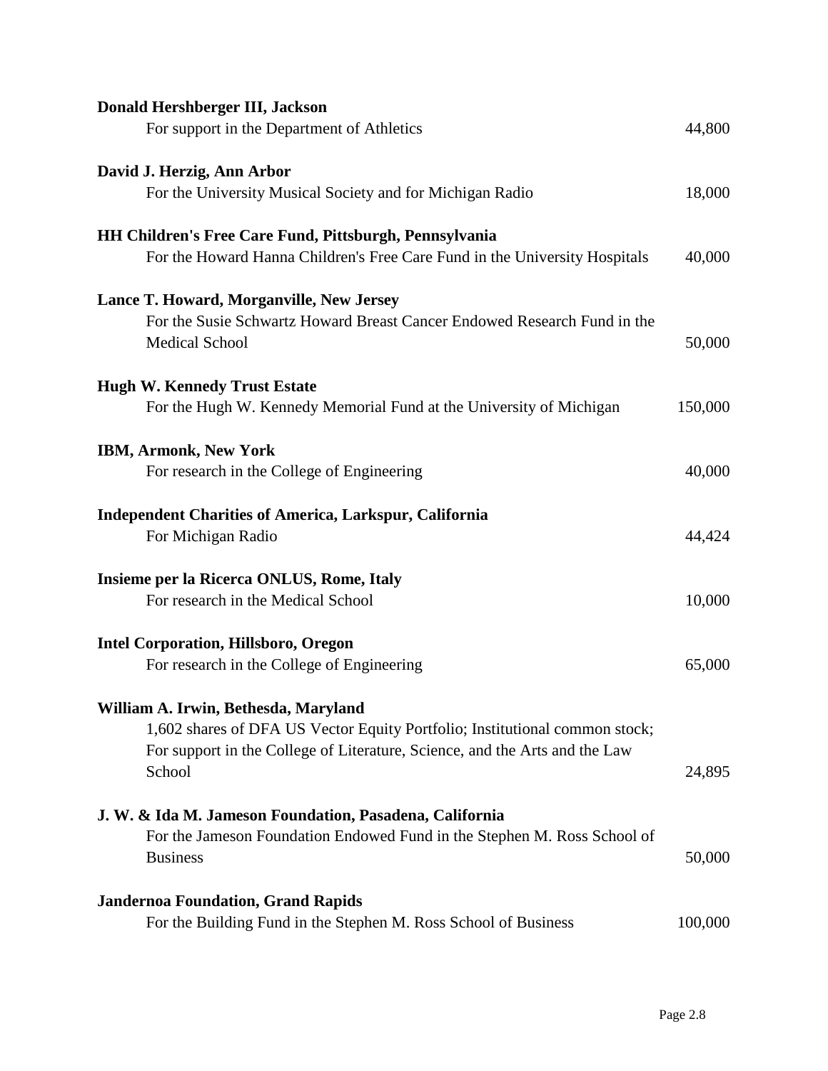**Donald Hershberger III, Jackson**
For support in the Department of Athletics 44,800

**David J. Herzig, Ann Arbor**
For the University Musical Society and for Michigan Radio 18,000

**HH Children's Free Care Fund, Pittsburgh, Pennsylvania**
For the Howard Hanna Children's Free Care Fund in the University Hospitals 40,000

**Lance T. Howard, Morganville, New Jersey**
For the Susie Schwartz Howard Breast Cancer Endowed Research Fund in the Medical School 50,000

**Hugh W. Kennedy Trust Estate**
For the Hugh W. Kennedy Memorial Fund at the University of Michigan 150,000

**IBM, Armonk, New York**
For research in the College of Engineering 40,000

**Independent Charities of America, Larkspur, California**
For Michigan Radio 44,424

**Insieme per la Ricerca ONLUS, Rome, Italy**
For research in the Medical School 10,000

**Intel Corporation, Hillsboro, Oregon**
For research in the College of Engineering 65,000

**William A. Irwin, Bethesda, Maryland**
1,602 shares of DFA US Vector Equity Portfolio; Institutional common stock; For support in the College of Literature, Science, and the Arts and the Law School 24,895

**J. W. & Ida M. Jameson Foundation, Pasadena, California**
For the Jameson Foundation Endowed Fund in the Stephen M. Ross School of Business 50,000

**Jandernoa Foundation, Grand Rapids**
For the Building Fund in the Stephen M. Ross School of Business 100,000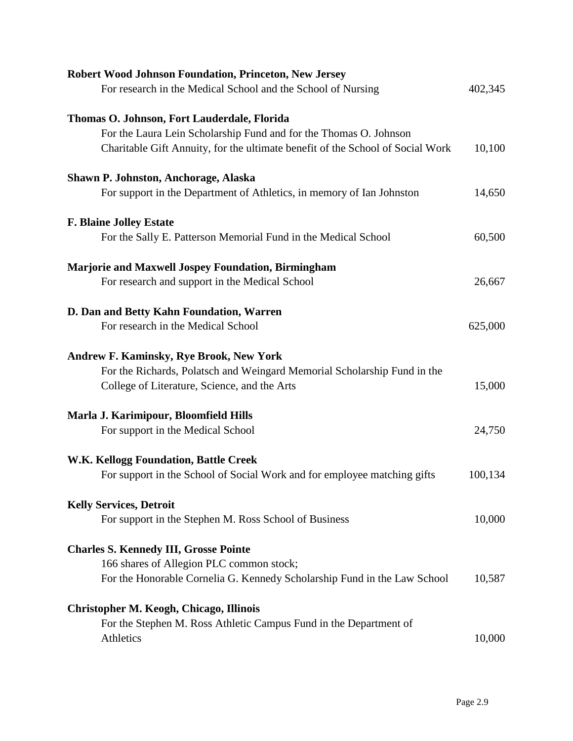**Robert Wood Johnson Foundation, Princeton, New Jersey**
For research in the Medical School and the School of Nursing 402,345

**Thomas O. Johnson, Fort Lauderdale, Florida**
For the Laura Lein Scholarship Fund and for the Thomas O. Johnson Charitable Gift Annuity, for the ultimate benefit of the School of Social Work 10,100

**Shawn P. Johnston, Anchorage, Alaska**
For support in the Department of Athletics, in memory of Ian Johnston 14,650

**F. Blaine Jolley Estate**
For the Sally E. Patterson Memorial Fund in the Medical School 60,500

**Marjorie and Maxwell Jospey Foundation, Birmingham**
For research and support in the Medical School 26,667

**D. Dan and Betty Kahn Foundation, Warren**
For research in the Medical School 625,000

**Andrew F. Kaminsky, Rye Brook, New York**
For the Richards, Polatsch and Weingard Memorial Scholarship Fund in the College of Literature, Science, and the Arts 15,000

**Marla J. Karimipour, Bloomfield Hills**
For support in the Medical School 24,750

**W.K. Kellogg Foundation, Battle Creek**
For support in the School of Social Work and for employee matching gifts 100,134

**Kelly Services, Detroit**
For support in the Stephen M. Ross School of Business 10,000

**Charles S. Kennedy III, Grosse Pointe**
166 shares of Allegion PLC common stock;
For the Honorable Cornelia G. Kennedy Scholarship Fund in the Law School 10,587

**Christopher M. Keogh, Chicago, Illinois**
For the Stephen M. Ross Athletic Campus Fund in the Department of Athletics 10,000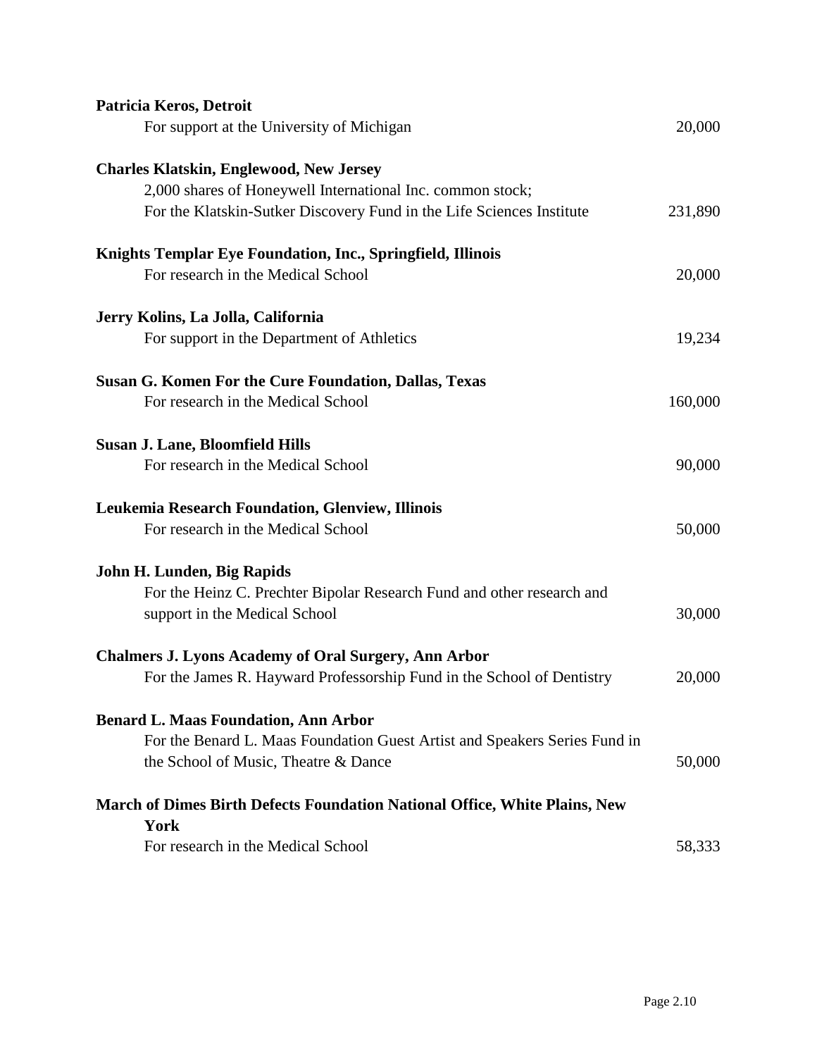**Patricia Keros, Detroit**
For support at the University of Michigan 20,000

**Charles Klatskin, Englewood, New Jersey**
2,000 shares of Honeywell International Inc. common stock;
For the Klatskin-Sutker Discovery Fund in the Life Sciences Institute 231,890

**Knights Templar Eye Foundation, Inc., Springfield, Illinois**
For research in the Medical School 20,000

**Jerry Kolins, La Jolla, California**
For support in the Department of Athletics 19,234

**Susan G. Komen For the Cure Foundation, Dallas, Texas**
For research in the Medical School 160,000

**Susan J. Lane, Bloomfield Hills**
For research in the Medical School 90,000

**Leukemia Research Foundation, Glenview, Illinois**
For research in the Medical School 50,000

**John H. Lunden, Big Rapids**
For the Heinz C. Prechter Bipolar Research Fund and other research and support in the Medical School 30,000

**Chalmers J. Lyons Academy of Oral Surgery, Ann Arbor**
For the James R. Hayward Professorship Fund in the School of Dentistry 20,000

**Benard L. Maas Foundation, Ann Arbor**
For the Benard L. Maas Foundation Guest Artist and Speakers Series Fund in the School of Music, Theatre & Dance 50,000

**March of Dimes Birth Defects Foundation National Office, White Plains, New York**
For research in the Medical School 58,333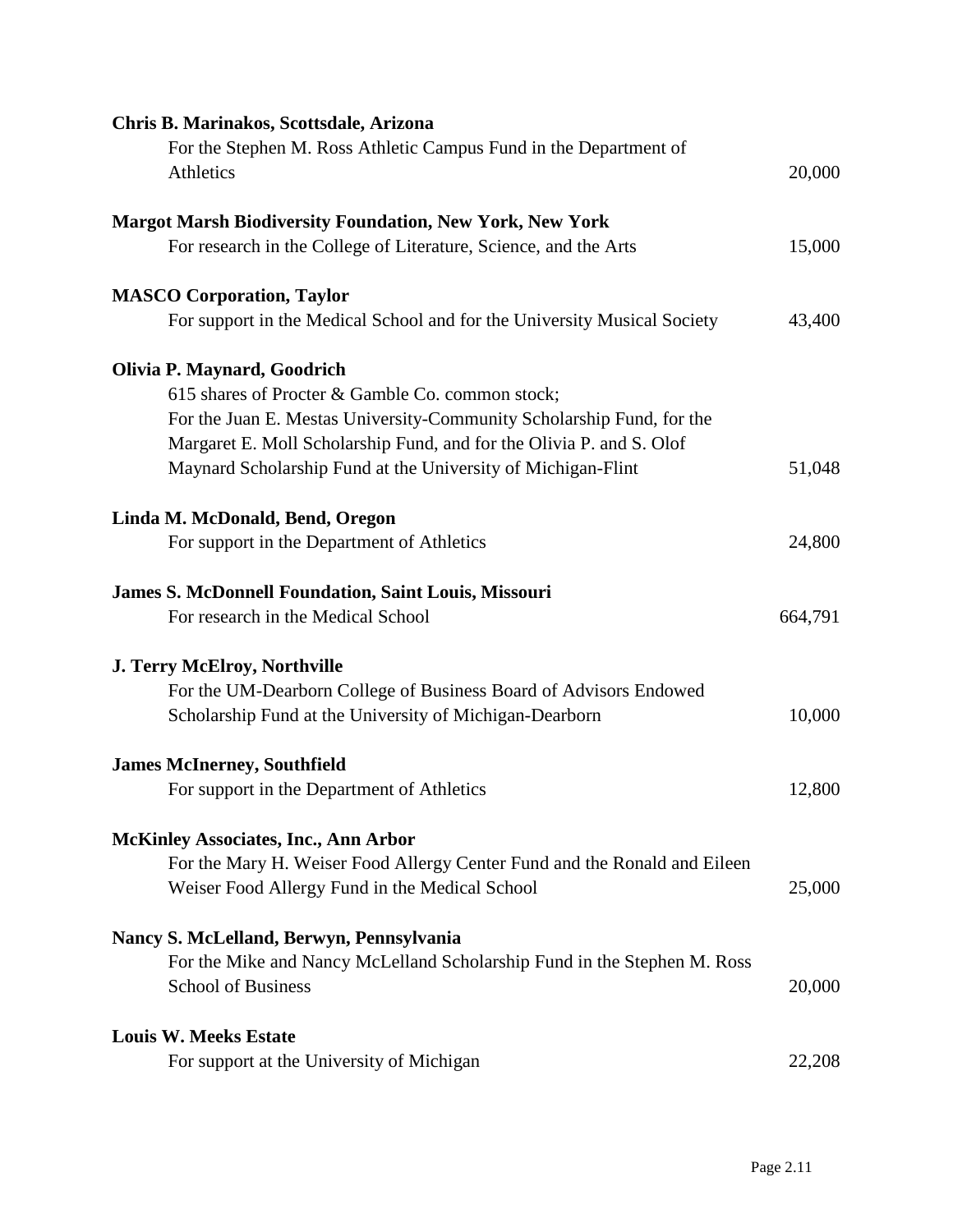**Chris B. Marinakos, Scottsdale, Arizona**
For the Stephen M. Ross Athletic Campus Fund in the Department of Athletics 20,000

**Margot Marsh Biodiversity Foundation, New York, New York**
For research in the College of Literature, Science, and the Arts 15,000

**MASCO Corporation, Taylor**
For support in the Medical School and for the University Musical Society 43,400

**Olivia P. Maynard, Goodrich**
615 shares of Procter & Gamble Co. common stock;
For the Juan E. Mestas University-Community Scholarship Fund, for the Margaret E. Moll Scholarship Fund, and for the Olivia P. and S. Olof Maynard Scholarship Fund at the University of Michigan-Flint 51,048

**Linda M. McDonald, Bend, Oregon**
For support in the Department of Athletics 24,800

**James S. McDonnell Foundation, Saint Louis, Missouri**
For research in the Medical School 664,791

**J. Terry McElroy, Northville**
For the UM-Dearborn College of Business Board of Advisors Endowed Scholarship Fund at the University of Michigan-Dearborn 10,000

**James McInerney, Southfield**
For support in the Department of Athletics 12,800

**McKinley Associates, Inc., Ann Arbor**
For the Mary H. Weiser Food Allergy Center Fund and the Ronald and Eileen Weiser Food Allergy Fund in the Medical School 25,000

**Nancy S. McLelland, Berwyn, Pennsylvania**
For the Mike and Nancy McLelland Scholarship Fund in the Stephen M. Ross School of Business 20,000

**Louis W. Meeks Estate**
For support at the University of Michigan 22,208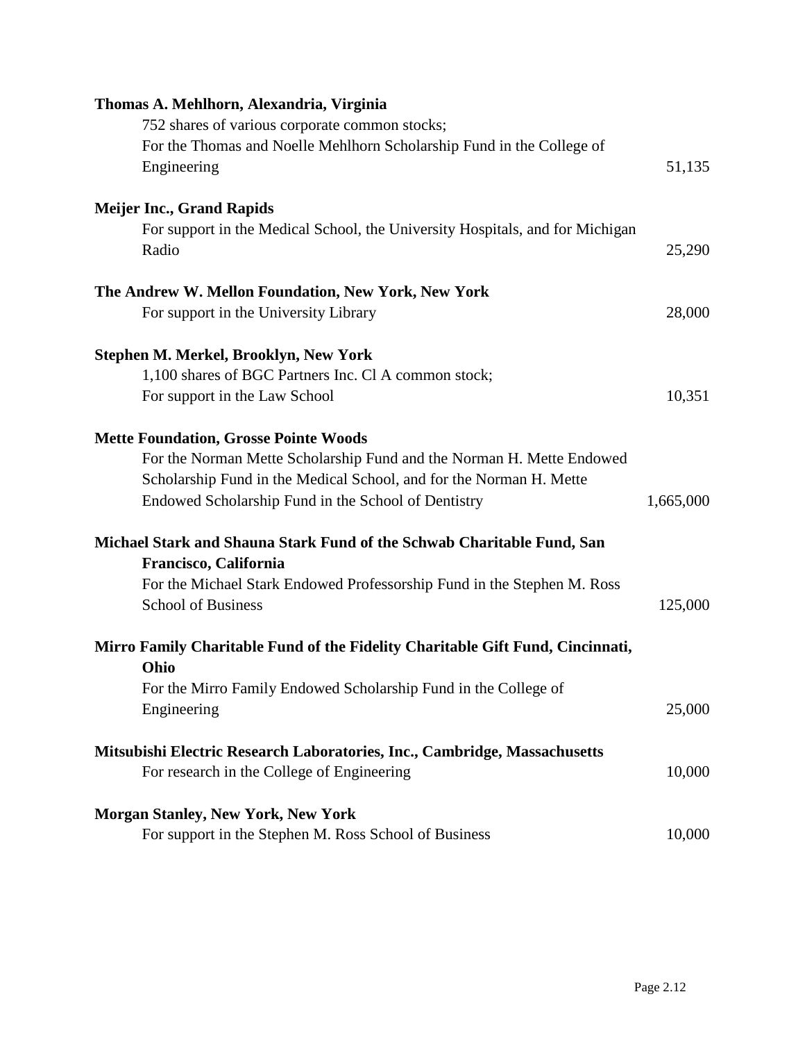**Thomas A. Mehlhorn, Alexandria, Virginia**

752 shares of various corporate common stocks;
For the Thomas and Noelle Mehlhorn Scholarship Fund in the College of Engineering — 51,135

**Meijer Inc., Grand Rapids**

For support in the Medical School, the University Hospitals, and for Michigan Radio — 25,290

**The Andrew W. Mellon Foundation, New York, New York**

For support in the University Library — 28,000

**Stephen M. Merkel, Brooklyn, New York**

1,100 shares of BGC Partners Inc. Cl A common stock;
For support in the Law School — 10,351

**Mette Foundation, Grosse Pointe Woods**

For the Norman Mette Scholarship Fund and the Norman H. Mette Endowed Scholarship Fund in the Medical School, and for the Norman H. Mette Endowed Scholarship Fund in the School of Dentistry — 1,665,000

**Michael Stark and Shauna Stark Fund of the Schwab Charitable Fund, San Francisco, California**

For the Michael Stark Endowed Professorship Fund in the Stephen M. Ross School of Business — 125,000

**Mirro Family Charitable Fund of the Fidelity Charitable Gift Fund, Cincinnati, Ohio**

For the Mirro Family Endowed Scholarship Fund in the College of Engineering — 25,000

**Mitsubishi Electric Research Laboratories, Inc., Cambridge, Massachusetts**

For research in the College of Engineering — 10,000

**Morgan Stanley, New York, New York**

For support in the Stephen M. Ross School of Business — 10,000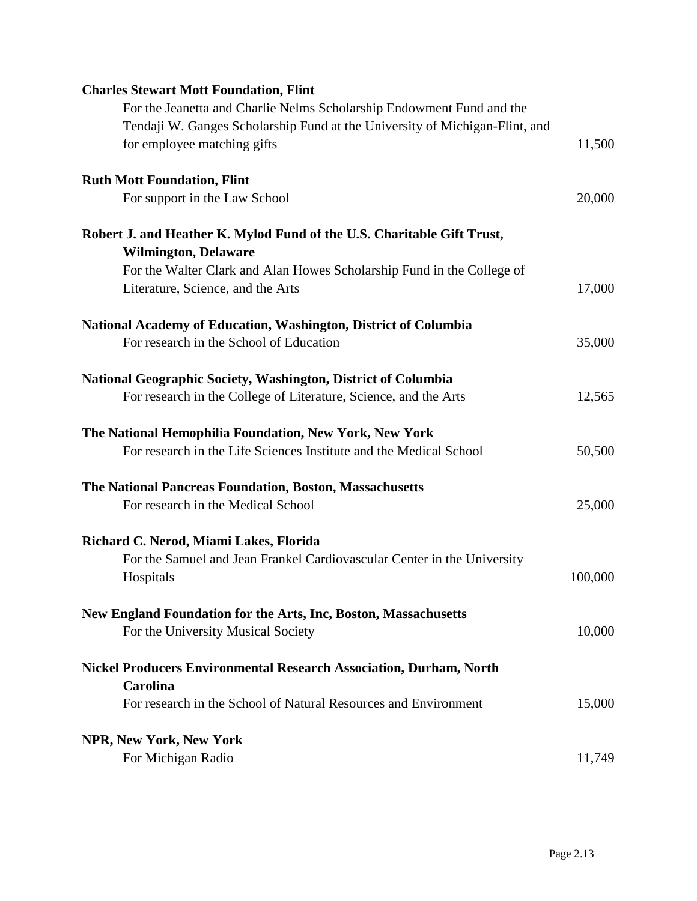**Charles Stewart Mott Foundation, Flint**

For the Jeanetta and Charlie Nelms Scholarship Endowment Fund and the Tendaji W. Ganges Scholarship Fund at the University of Michigan-Flint, and for employee matching gifts — 11,500

**Ruth Mott Foundation, Flint**

For support in the Law School — 20,000

**Robert J. and Heather K. Mylod Fund of the U.S. Charitable Gift Trust, Wilmington, Delaware**

For the Walter Clark and Alan Howes Scholarship Fund in the College of Literature, Science, and the Arts — 17,000

**National Academy of Education, Washington, District of Columbia**

For research in the School of Education — 35,000

**National Geographic Society, Washington, District of Columbia**

For research in the College of Literature, Science, and the Arts — 12,565

**The National Hemophilia Foundation, New York, New York**

For research in the Life Sciences Institute and the Medical School — 50,500

**The National Pancreas Foundation, Boston, Massachusetts**

For research in the Medical School — 25,000

**Richard C. Nerod, Miami Lakes, Florida**

For the Samuel and Jean Frankel Cardiovascular Center in the University Hospitals — 100,000

**New England Foundation for the Arts, Inc, Boston, Massachusetts**

For the University Musical Society — 10,000

**Nickel Producers Environmental Research Association, Durham, North Carolina**

For research in the School of Natural Resources and Environment — 15,000

**NPR, New York, New York**

For Michigan Radio — 11,749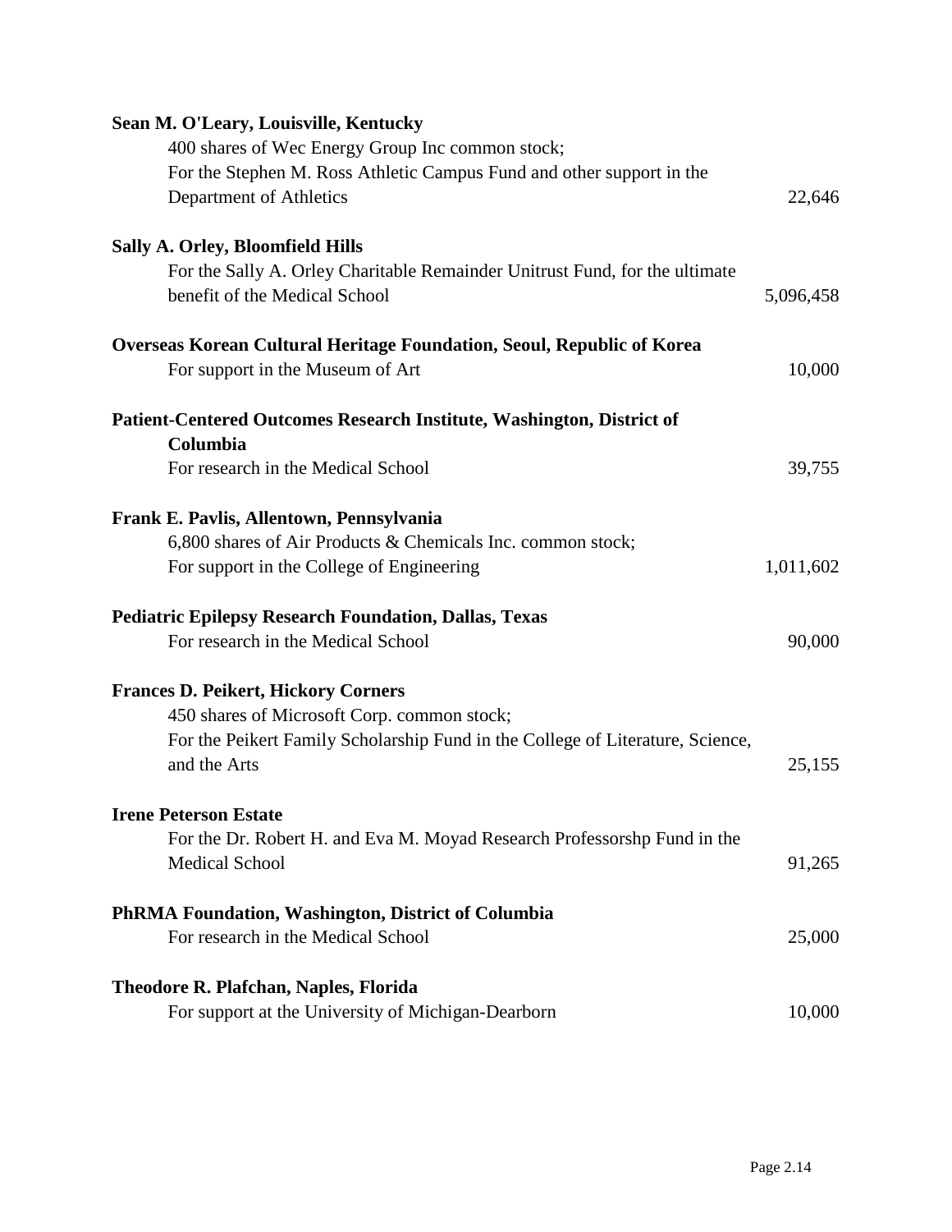**Sean M. O'Leary, Louisville, Kentucky**
400 shares of Wec Energy Group Inc common stock;
For the Stephen M. Ross Athletic Campus Fund and other support in the Department of Athletics — 22,646

**Sally A. Orley, Bloomfield Hills**
For the Sally A. Orley Charitable Remainder Unitrust Fund, for the ultimate benefit of the Medical School — 5,096,458

**Overseas Korean Cultural Heritage Foundation, Seoul, Republic of Korea**
For support in the Museum of Art — 10,000

**Patient-Centered Outcomes Research Institute, Washington, District of Columbia**
For research in the Medical School — 39,755

**Frank E. Pavlis, Allentown, Pennsylvania**
6,800 shares of Air Products & Chemicals Inc. common stock;
For support in the College of Engineering — 1,011,602

**Pediatric Epilepsy Research Foundation, Dallas, Texas**
For research in the Medical School — 90,000

**Frances D. Peikert, Hickory Corners**
450 shares of Microsoft Corp. common stock;
For the Peikert Family Scholarship Fund in the College of Literature, Science, and the Arts — 25,155

**Irene Peterson Estate**
For the Dr. Robert H. and Eva M. Moyad Research Professorshp Fund in the Medical School — 91,265

**PhRMA Foundation, Washington, District of Columbia**
For research in the Medical School — 25,000

**Theodore R. Plafchan, Naples, Florida**
For support at the University of Michigan-Dearborn — 10,000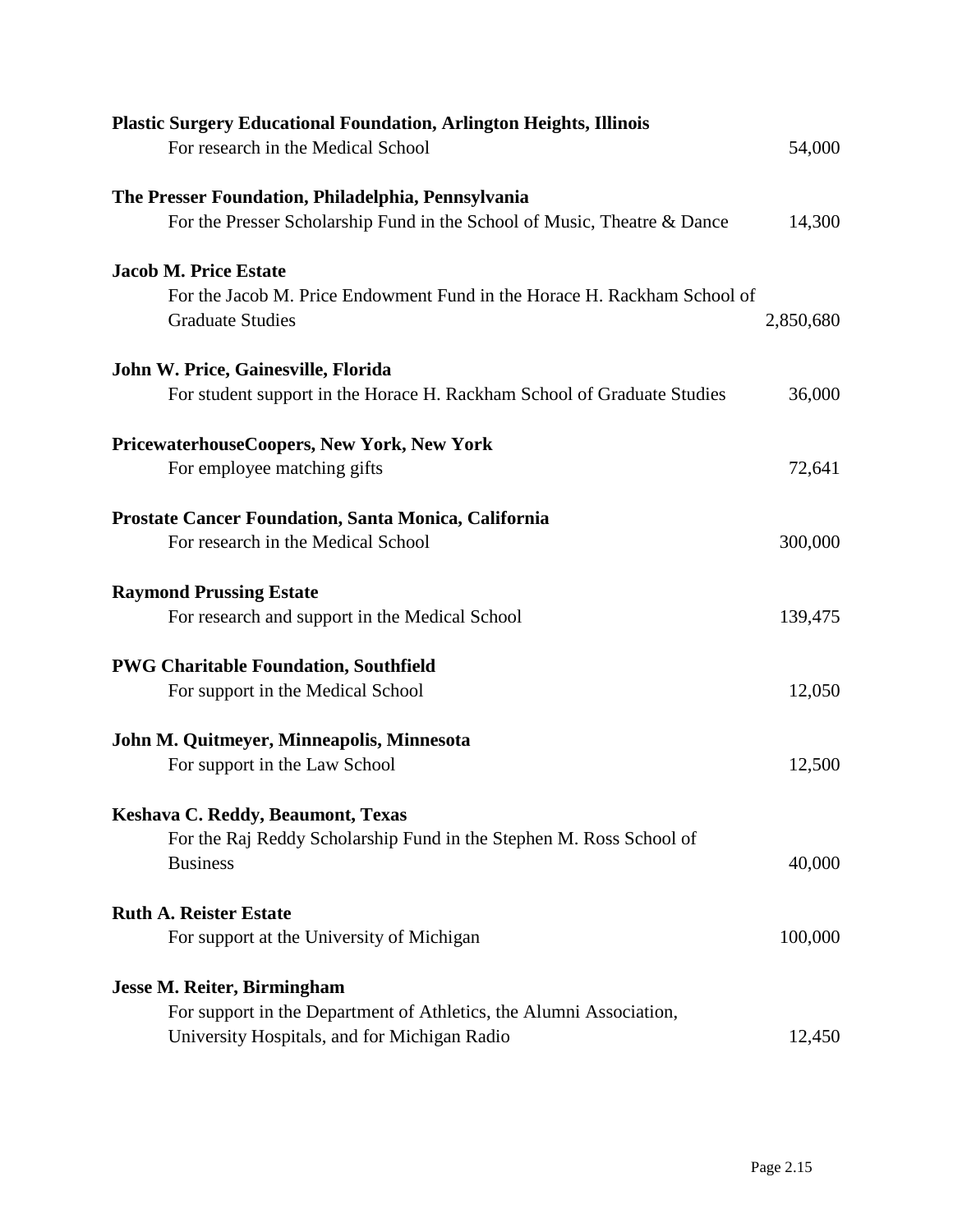**Plastic Surgery Educational Foundation, Arlington Heights, Illinois**
For research in the Medical School 54,000

**The Presser Foundation, Philadelphia, Pennsylvania**
For the Presser Scholarship Fund in the School of Music, Theatre & Dance 14,300

**Jacob M. Price Estate**
For the Jacob M. Price Endowment Fund in the Horace H. Rackham School of Graduate Studies 2,850,680

**John W. Price, Gainesville, Florida**
For student support in the Horace H. Rackham School of Graduate Studies 36,000

**PricewaterhouseCoopers, New York, New York**
For employee matching gifts 72,641

**Prostate Cancer Foundation, Santa Monica, California**
For research in the Medical School 300,000

**Raymond Prussing Estate**
For research and support in the Medical School 139,475

**PWG Charitable Foundation, Southfield**
For support in the Medical School 12,050

**John M. Quitmeyer, Minneapolis, Minnesota**
For support in the Law School 12,500

**Keshava C. Reddy, Beaumont, Texas**
For the Raj Reddy Scholarship Fund in the Stephen M. Ross School of Business 40,000

**Ruth A. Reister Estate**
For support at the University of Michigan 100,000

**Jesse M. Reiter, Birmingham**
For support in the Department of Athletics, the Alumni Association, University Hospitals, and for Michigan Radio 12,450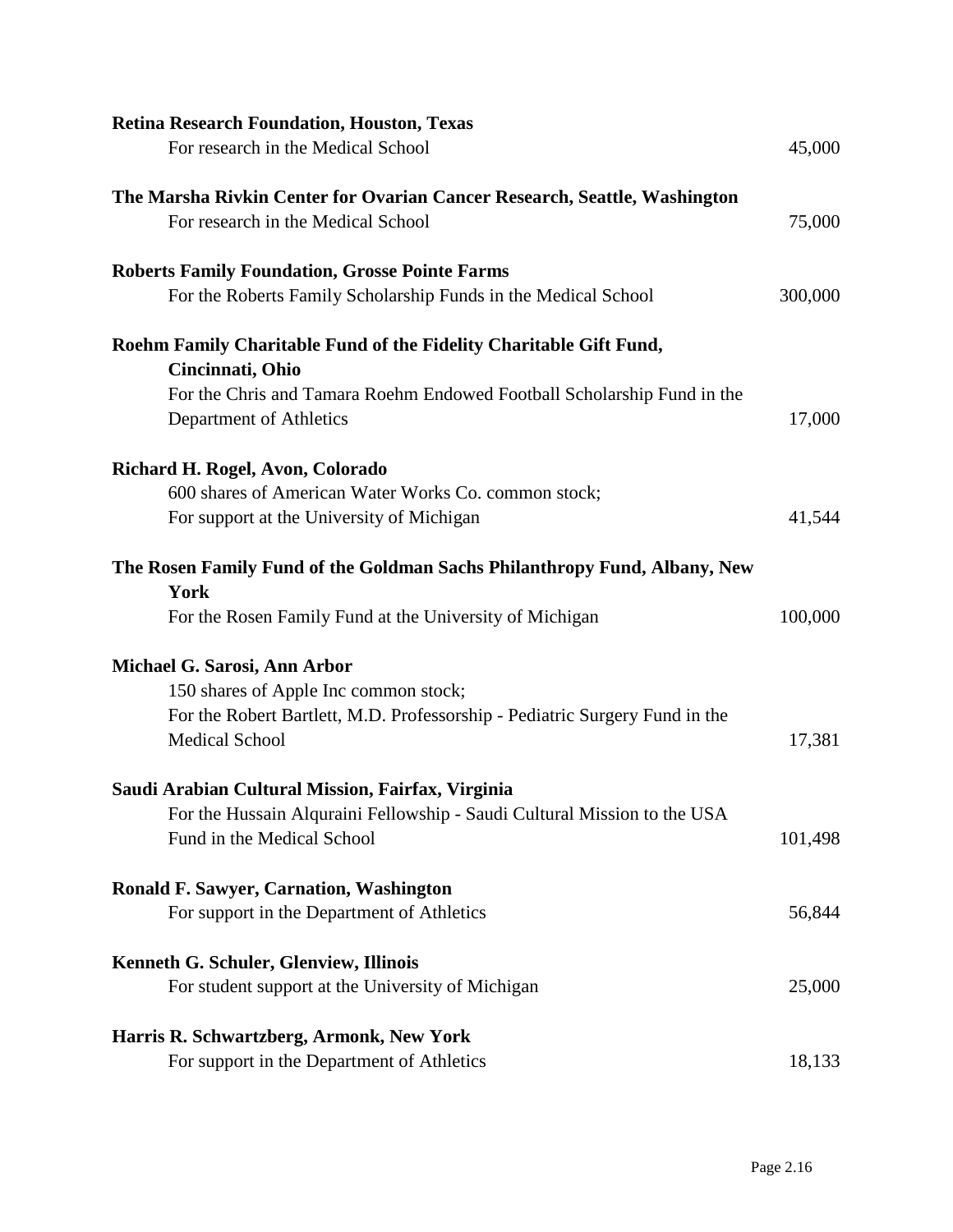**Retina Research Foundation, Houston, Texas**
For research in the Medical School 45,000

**The Marsha Rivkin Center for Ovarian Cancer Research, Seattle, Washington**
For research in the Medical School 75,000

**Roberts Family Foundation, Grosse Pointe Farms**
For the Roberts Family Scholarship Funds in the Medical School 300,000

**Roehm Family Charitable Fund of the Fidelity Charitable Gift Fund, Cincinnati, Ohio**
For the Chris and Tamara Roehm Endowed Football Scholarship Fund in the Department of Athletics 17,000

**Richard H. Rogel, Avon, Colorado**
600 shares of American Water Works Co. common stock;
For support at the University of Michigan 41,544

**The Rosen Family Fund of the Goldman Sachs Philanthropy Fund, Albany, New York**
For the Rosen Family Fund at the University of Michigan 100,000

**Michael G. Sarosi, Ann Arbor**
150 shares of Apple Inc common stock;
For the Robert Bartlett, M.D. Professorship - Pediatric Surgery Fund in the Medical School 17,381

**Saudi Arabian Cultural Mission, Fairfax, Virginia**
For the Hussain Alquraini Fellowship - Saudi Cultural Mission to the USA Fund in the Medical School 101,498

**Ronald F. Sawyer, Carnation, Washington**
For support in the Department of Athletics 56,844

**Kenneth G. Schuler, Glenview, Illinois**
For student support at the University of Michigan 25,000

**Harris R. Schwartzberg, Armonk, New York**
For support in the Department of Athletics 18,133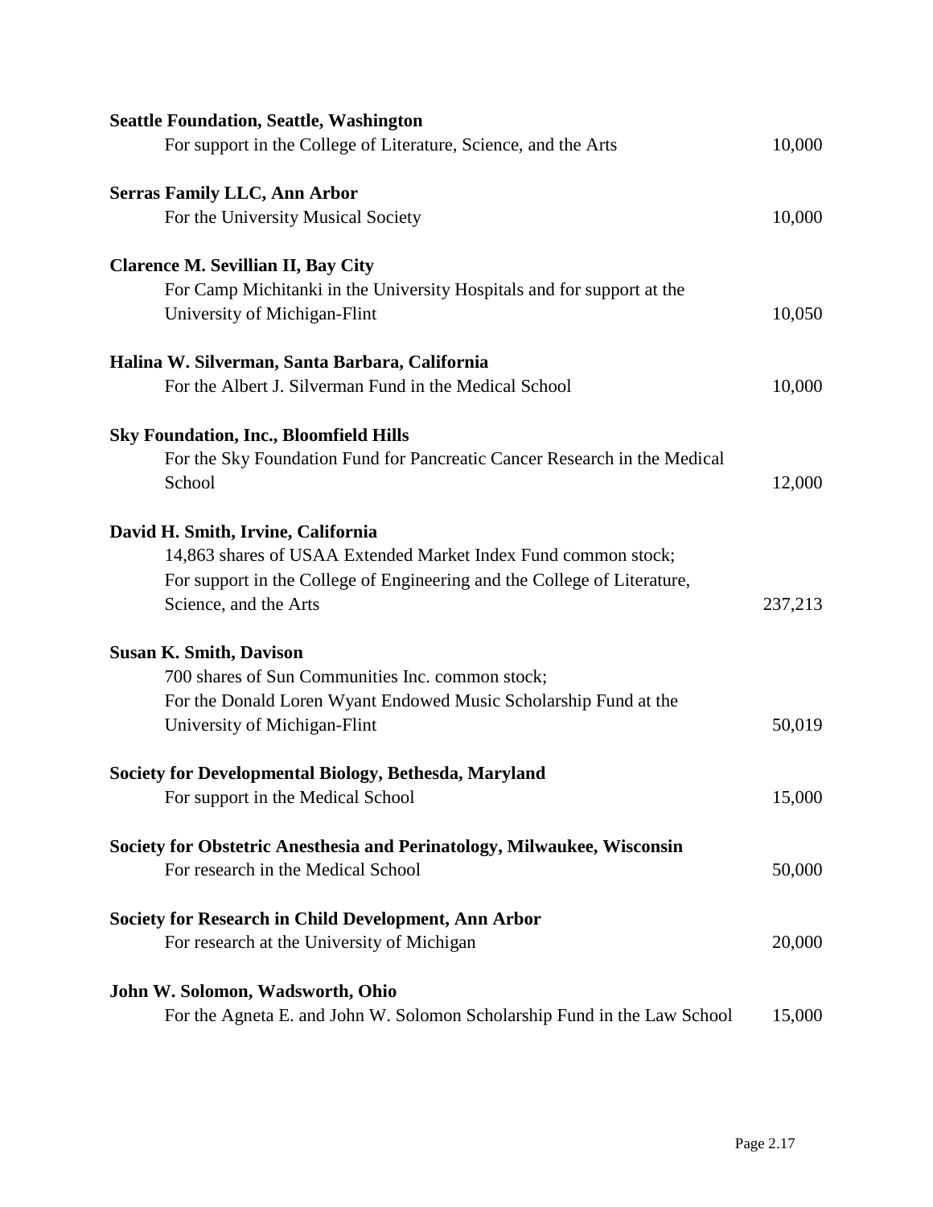**Seattle Foundation, Seattle, Washington**
For support in the College of Literature, Science, and the Arts — 10,000

**Serras Family LLC, Ann Arbor**
For the University Musical Society — 10,000

**Clarence M. Sevillian II, Bay City**
For Camp Michitanki in the University Hospitals and for support at the University of Michigan-Flint — 10,050

**Halina W. Silverman, Santa Barbara, California**
For the Albert J. Silverman Fund in the Medical School — 10,000

**Sky Foundation, Inc., Bloomfield Hills**
For the Sky Foundation Fund for Pancreatic Cancer Research in the Medical School — 12,000

**David H. Smith, Irvine, California**
14,863 shares of USAA Extended Market Index Fund common stock;
For support in the College of Engineering and the College of Literature, Science, and the Arts — 237,213

**Susan K. Smith, Davison**
700 shares of Sun Communities Inc. common stock;
For the Donald Loren Wyant Endowed Music Scholarship Fund at the University of Michigan-Flint — 50,019

**Society for Developmental Biology, Bethesda, Maryland**
For support in the Medical School — 15,000

**Society for Obstetric Anesthesia and Perinatology, Milwaukee, Wisconsin**
For research in the Medical School — 50,000

**Society for Research in Child Development, Ann Arbor**
For research at the University of Michigan — 20,000

**John W. Solomon, Wadsworth, Ohio**
For the Agneta E. and John W. Solomon Scholarship Fund in the Law School — 15,000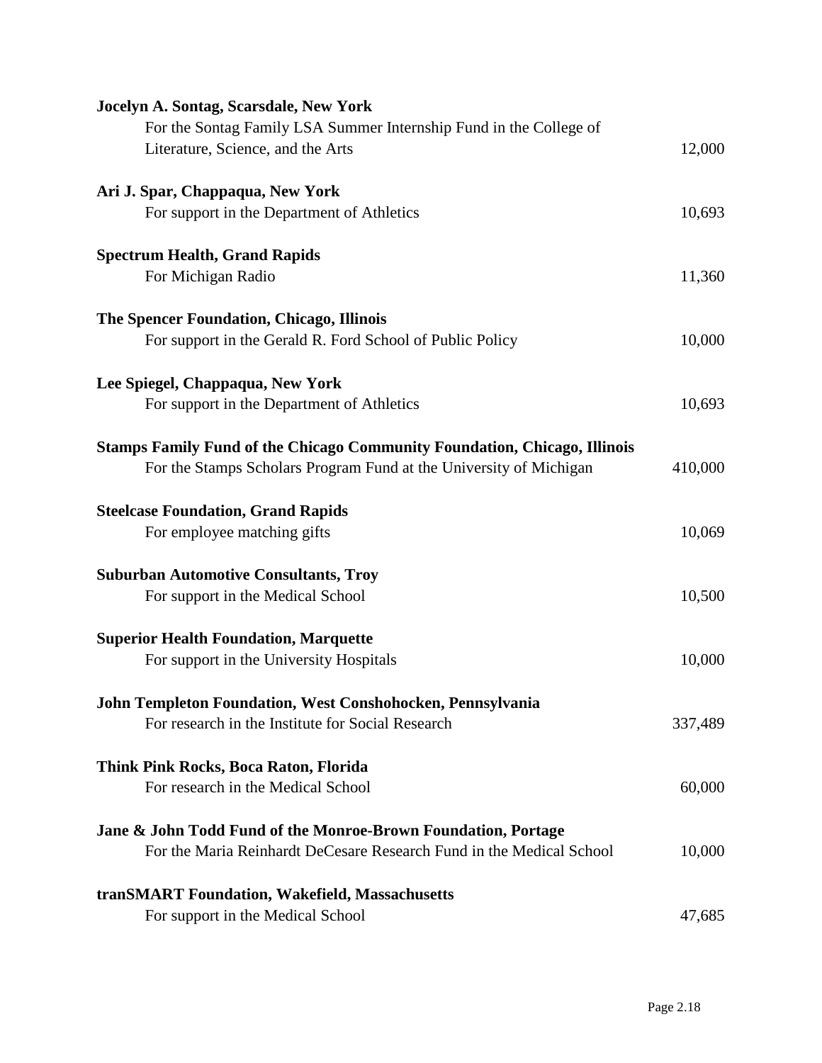**Jocelyn A. Sontag, Scarsdale, New York**
For the Sontag Family LSA Summer Internship Fund in the College of Literature, Science, and the Arts 12,000

**Ari J. Spar, Chappaqua, New York**
For support in the Department of Athletics 10,693

**Spectrum Health, Grand Rapids**
For Michigan Radio 11,360

**The Spencer Foundation, Chicago, Illinois**
For support in the Gerald R. Ford School of Public Policy 10,000

**Lee Spiegel, Chappaqua, New York**
For support in the Department of Athletics 10,693

**Stamps Family Fund of the Chicago Community Foundation, Chicago, Illinois**
For the Stamps Scholars Program Fund at the University of Michigan 410,000

**Steelcase Foundation, Grand Rapids**
For employee matching gifts 10,069

**Suburban Automotive Consultants, Troy**
For support in the Medical School 10,500

**Superior Health Foundation, Marquette**
For support in the University Hospitals 10,000

**John Templeton Foundation, West Conshohocken, Pennsylvania**
For research in the Institute for Social Research 337,489

**Think Pink Rocks, Boca Raton, Florida**
For research in the Medical School 60,000

**Jane & John Todd Fund of the Monroe-Brown Foundation, Portage**
For the Maria Reinhardt DeCesare Research Fund in the Medical School 10,000

**tranSMART Foundation, Wakefield, Massachusetts**
For support in the Medical School 47,685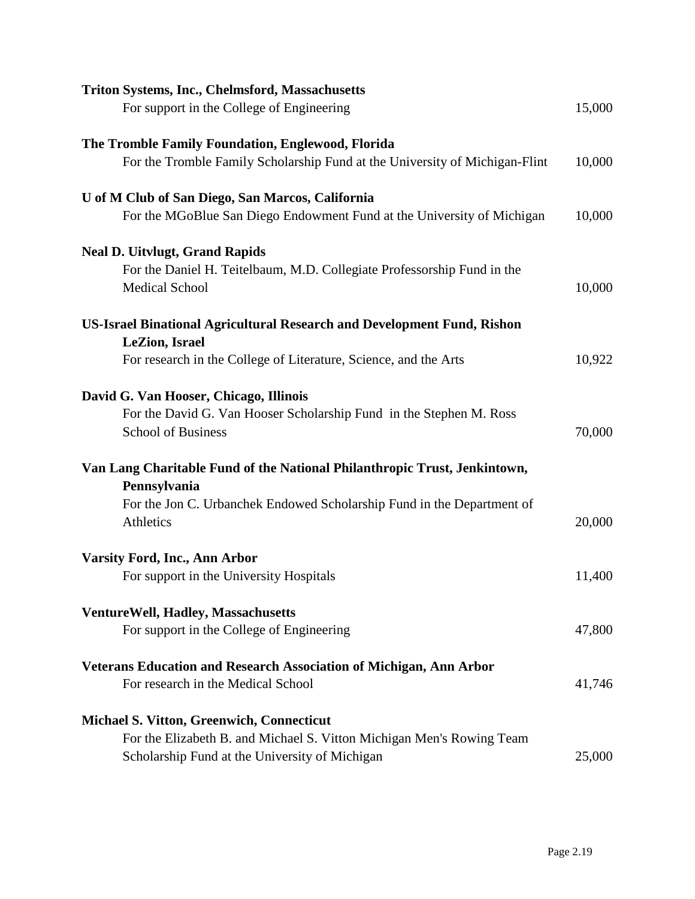**Triton Systems, Inc., Chelmsford, Massachusetts**
For support in the College of Engineering 15,000

**The Tromble Family Foundation, Englewood, Florida**
For the Tromble Family Scholarship Fund at the University of Michigan-Flint 10,000

**U of M Club of San Diego, San Marcos, California**
For the MGoBlue San Diego Endowment Fund at the University of Michigan 10,000

**Neal D. Uitvlugt, Grand Rapids**
For the Daniel H. Teitelbaum, M.D. Collegiate Professorship Fund in the Medical School 10,000

**US-Israel Binational Agricultural Research and Development Fund, Rishon LeZion, Israel**
For research in the College of Literature, Science, and the Arts 10,922

**David G. Van Hooser, Chicago, Illinois**
For the David G. Van Hooser Scholarship Fund in the Stephen M. Ross School of Business 70,000

**Van Lang Charitable Fund of the National Philanthropic Trust, Jenkintown, Pennsylvania**
For the Jon C. Urbanchek Endowed Scholarship Fund in the Department of Athletics 20,000

**Varsity Ford, Inc., Ann Arbor**
For support in the University Hospitals 11,400

**VentureWell, Hadley, Massachusetts**
For support in the College of Engineering 47,800

**Veterans Education and Research Association of Michigan, Ann Arbor**
For research in the Medical School 41,746

**Michael S. Vitton, Greenwich, Connecticut**
For the Elizabeth B. and Michael S. Vitton Michigan Men's Rowing Team Scholarship Fund at the University of Michigan 25,000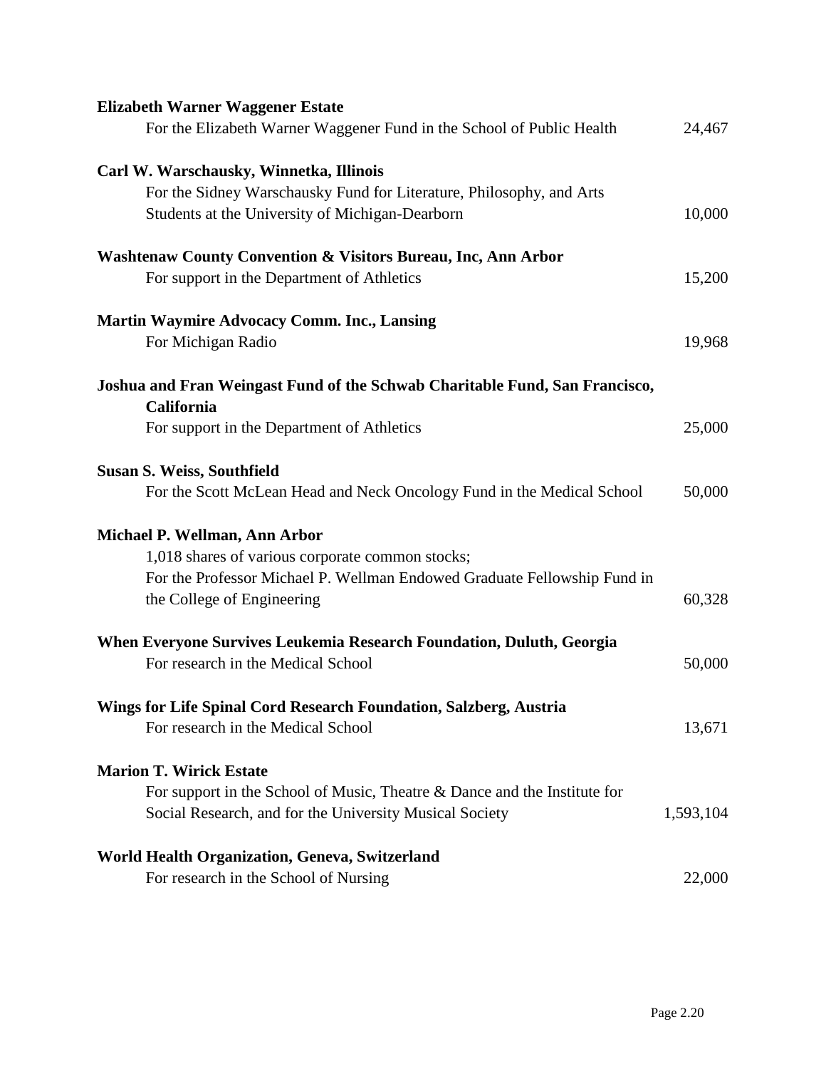**Elizabeth Warner Waggener Estate**
For the Elizabeth Warner Waggener Fund in the School of Public Health 24,467

**Carl W. Warschausky, Winnetka, Illinois**
For the Sidney Warschausky Fund for Literature, Philosophy, and Arts Students at the University of Michigan-Dearborn 10,000

**Washtenaw County Convention & Visitors Bureau, Inc, Ann Arbor**
For support in the Department of Athletics 15,200

**Martin Waymire Advocacy Comm. Inc., Lansing**
For Michigan Radio 19,968

**Joshua and Fran Weingast Fund of the Schwab Charitable Fund, San Francisco, California**
For support in the Department of Athletics 25,000

**Susan S. Weiss, Southfield**
For the Scott McLean Head and Neck Oncology Fund in the Medical School 50,000

**Michael P. Wellman, Ann Arbor**
1,018 shares of various corporate common stocks;
For the Professor Michael P. Wellman Endowed Graduate Fellowship Fund in the College of Engineering 60,328

**When Everyone Survives Leukemia Research Foundation, Duluth, Georgia**
For research in the Medical School 50,000

**Wings for Life Spinal Cord Research Foundation, Salzberg, Austria**
For research in the Medical School 13,671

**Marion T. Wirick Estate**
For support in the School of Music, Theatre & Dance and the Institute for Social Research, and for the University Musical Society 1,593,104

**World Health Organization, Geneva, Switzerland**
For research in the School of Nursing 22,000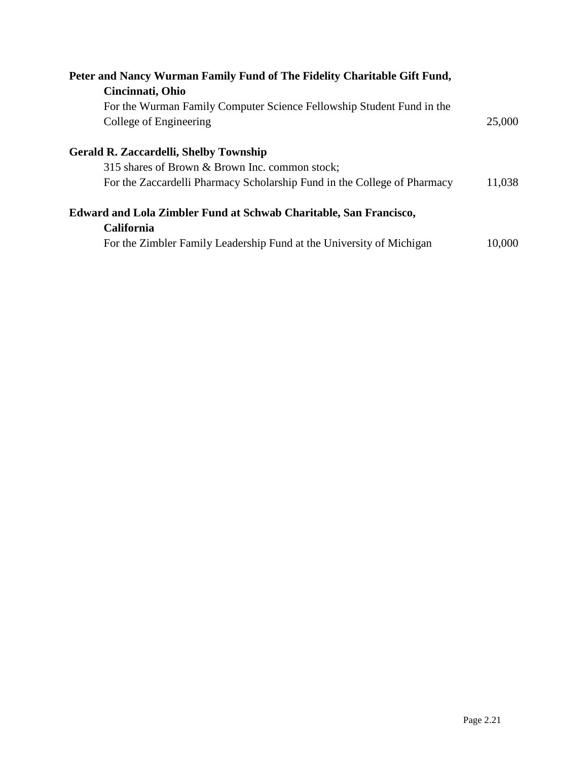**Peter and Nancy Wurman Family Fund of The Fidelity Charitable Gift Fund, Cincinnati, Ohio**

For the Wurman Family Computer Science Fellowship Student Fund in the College of Engineering 25,000

**Gerald R. Zaccardelli, Shelby Township**

315 shares of Brown & Brown Inc. common stock;
For the Zaccardelli Pharmacy Scholarship Fund in the College of Pharmacy 11,038

**Edward and Lola Zimbler Fund at Schwab Charitable, San Francisco, California**

For the Zimbler Family Leadership Fund at the University of Michigan 10,000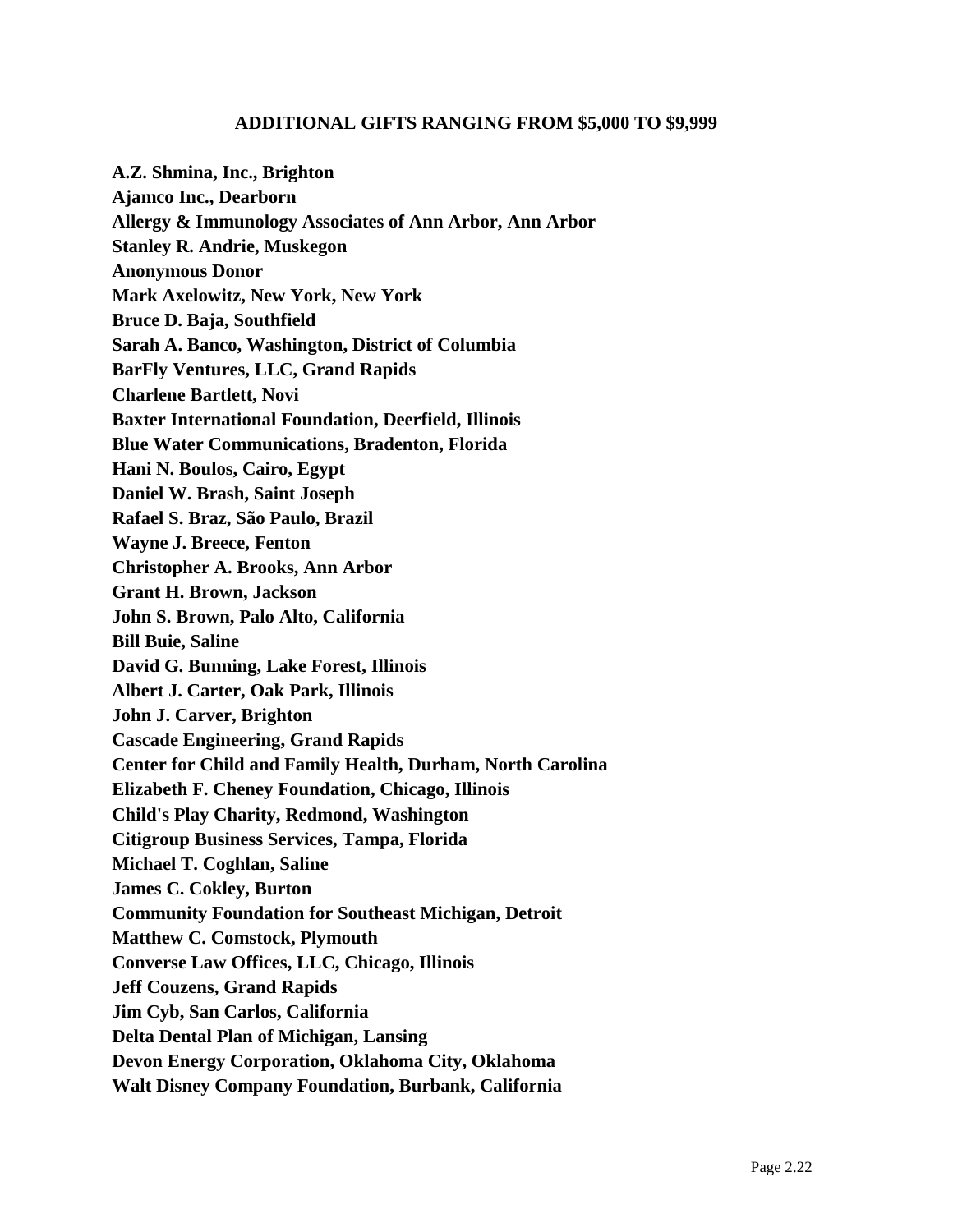## ADDITIONAL GIFTS RANGING FROM $5,000 TO $9,999

**A.Z. Shmina, Inc., Brighton**
**Ajamco Inc., Dearborn**
**Allergy & Immunology Associates of Ann Arbor, Ann Arbor**
**Stanley R. Andrie, Muskegon**
**Anonymous Donor**
**Mark Axelowitz, New York, New York**
**Bruce D. Baja, Southfield**
**Sarah A. Banco, Washington, District of Columbia**
**BarFly Ventures, LLC, Grand Rapids**
**Charlene Bartlett, Novi**
**Baxter International Foundation, Deerfield, Illinois**
**Blue Water Communications, Bradenton, Florida**
**Hani N. Boulos, Cairo, Egypt**
**Daniel W. Brash, Saint Joseph**
**Rafael S. Braz, São Paulo, Brazil**
**Wayne J. Breece, Fenton**
**Christopher A. Brooks, Ann Arbor**
**Grant H. Brown, Jackson**
**John S. Brown, Palo Alto, California**
**Bill Buie, Saline**
**David G. Bunning, Lake Forest, Illinois**
**Albert J. Carter, Oak Park, Illinois**
**John J. Carver, Brighton**
**Cascade Engineering, Grand Rapids**
**Center for Child and Family Health, Durham, North Carolina**
**Elizabeth F. Cheney Foundation, Chicago, Illinois**
**Child's Play Charity, Redmond, Washington**
**Citigroup Business Services, Tampa, Florida**
**Michael T. Coghlan, Saline**
**James C. Cokley, Burton**
**Community Foundation for Southeast Michigan, Detroit**
**Matthew C. Comstock, Plymouth**
**Converse Law Offices, LLC, Chicago, Illinois**
**Jeff Couzens, Grand Rapids**
**Jim Cyb, San Carlos, California**
**Delta Dental Plan of Michigan, Lansing**
**Devon Energy Corporation, Oklahoma City, Oklahoma**
**Walt Disney Company Foundation, Burbank, California**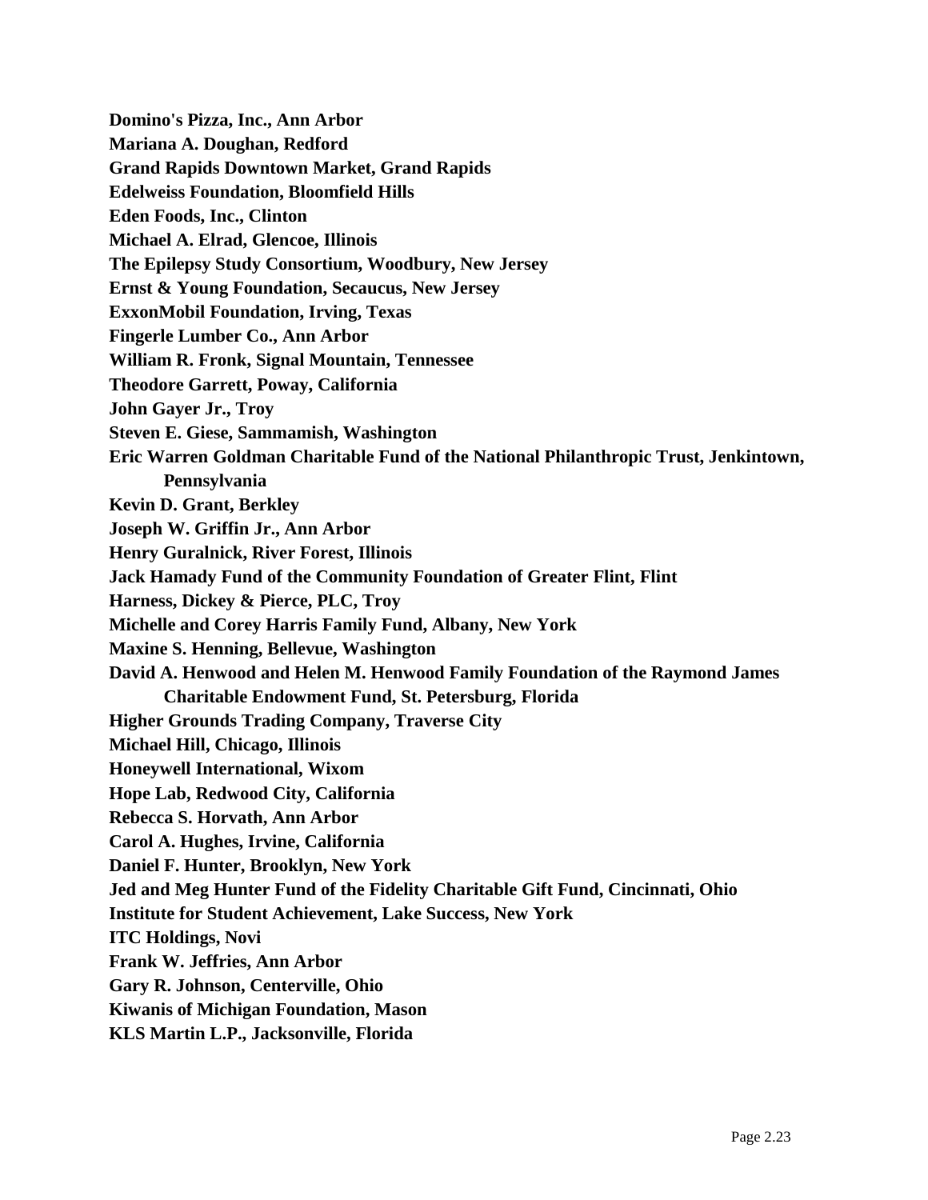**Domino's Pizza, Inc., Ann Arbor**
**Mariana A. Doughan, Redford**
**Grand Rapids Downtown Market, Grand Rapids**
**Edelweiss Foundation, Bloomfield Hills**
**Eden Foods, Inc., Clinton**
**Michael A. Elrad, Glencoe, Illinois**
**The Epilepsy Study Consortium, Woodbury, New Jersey**
**Ernst & Young Foundation, Secaucus, New Jersey**
**ExxonMobil Foundation, Irving, Texas**
**Fingerle Lumber Co., Ann Arbor**
**William R. Fronk, Signal Mountain, Tennessee**
**Theodore Garrett, Poway, California**
**John Gayer Jr., Troy**
**Steven E. Giese, Sammamish, Washington**
**Eric Warren Goldman Charitable Fund of the National Philanthropic Trust, Jenkintown, Pennsylvania**
**Kevin D. Grant, Berkley**
**Joseph W. Griffin Jr., Ann Arbor**
**Henry Guralnick, River Forest, Illinois**
**Jack Hamady Fund of the Community Foundation of Greater Flint, Flint**
**Harness, Dickey & Pierce, PLC, Troy**
**Michelle and Corey Harris Family Fund, Albany, New York**
**Maxine S. Henning, Bellevue, Washington**
**David A. Henwood and Helen M. Henwood Family Foundation of the Raymond James Charitable Endowment Fund, St. Petersburg, Florida**
**Higher Grounds Trading Company, Traverse City**
**Michael Hill, Chicago, Illinois**
**Honeywell International, Wixom**
**Hope Lab, Redwood City, California**
**Rebecca S. Horvath, Ann Arbor**
**Carol A. Hughes, Irvine, California**
**Daniel F. Hunter, Brooklyn, New York**
**Jed and Meg Hunter Fund of the Fidelity Charitable Gift Fund, Cincinnati, Ohio**
**Institute for Student Achievement, Lake Success, New York**
**ITC Holdings, Novi**
**Frank W. Jeffries, Ann Arbor**
**Gary R. Johnson, Centerville, Ohio**
**Kiwanis of Michigan Foundation, Mason**
**KLS Martin L.P., Jacksonville, Florida**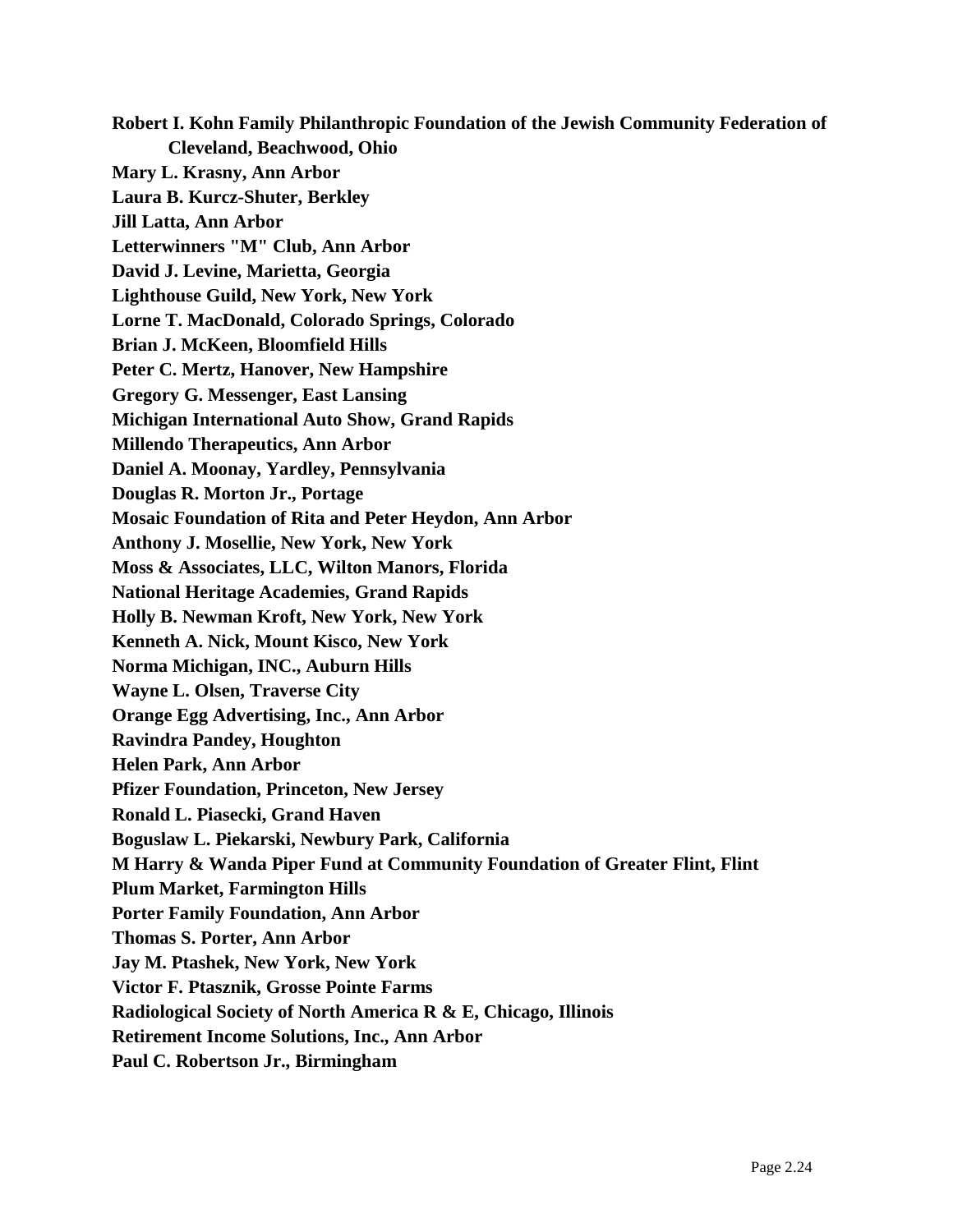**Robert I. Kohn Family Philanthropic Foundation of the Jewish Community Federation of Cleveland, Beachwood, Ohio**

**Mary L. Krasny, Ann Arbor**

**Laura B. Kurcz-Shuter, Berkley**

**Jill Latta, Ann Arbor**

**Letterwinners "M" Club, Ann Arbor**

**David J. Levine, Marietta, Georgia**

**Lighthouse Guild, New York, New York**

**Lorne T. MacDonald, Colorado Springs, Colorado**

**Brian J. McKeen, Bloomfield Hills**

**Peter C. Mertz, Hanover, New Hampshire**

**Gregory G. Messenger, East Lansing**

**Michigan International Auto Show, Grand Rapids**

**Millendo Therapeutics, Ann Arbor**

**Daniel A. Moonay, Yardley, Pennsylvania**

**Douglas R. Morton Jr., Portage**

**Mosaic Foundation of Rita and Peter Heydon, Ann Arbor**

**Anthony J. Mosellie, New York, New York**

**Moss & Associates, LLC, Wilton Manors, Florida**

**National Heritage Academies, Grand Rapids**

**Holly B. Newman Kroft, New York, New York**

**Kenneth A. Nick, Mount Kisco, New York**

**Norma Michigan, INC., Auburn Hills**

**Wayne L. Olsen, Traverse City**

**Orange Egg Advertising, Inc., Ann Arbor**

**Ravindra Pandey, Houghton**

**Helen Park, Ann Arbor**

**Pfizer Foundation, Princeton, New Jersey**

**Ronald L. Piasecki, Grand Haven**

**Boguslaw L. Piekarski, Newbury Park, California**

**M Harry & Wanda Piper Fund at Community Foundation of Greater Flint, Flint**

**Plum Market, Farmington Hills**

**Porter Family Foundation, Ann Arbor**

**Thomas S. Porter, Ann Arbor**

**Jay M. Ptashek, New York, New York**

**Victor F. Ptasznik, Grosse Pointe Farms**

**Radiological Society of North America R & E, Chicago, Illinois**

**Retirement Income Solutions, Inc., Ann Arbor**

**Paul C. Robertson Jr., Birmingham**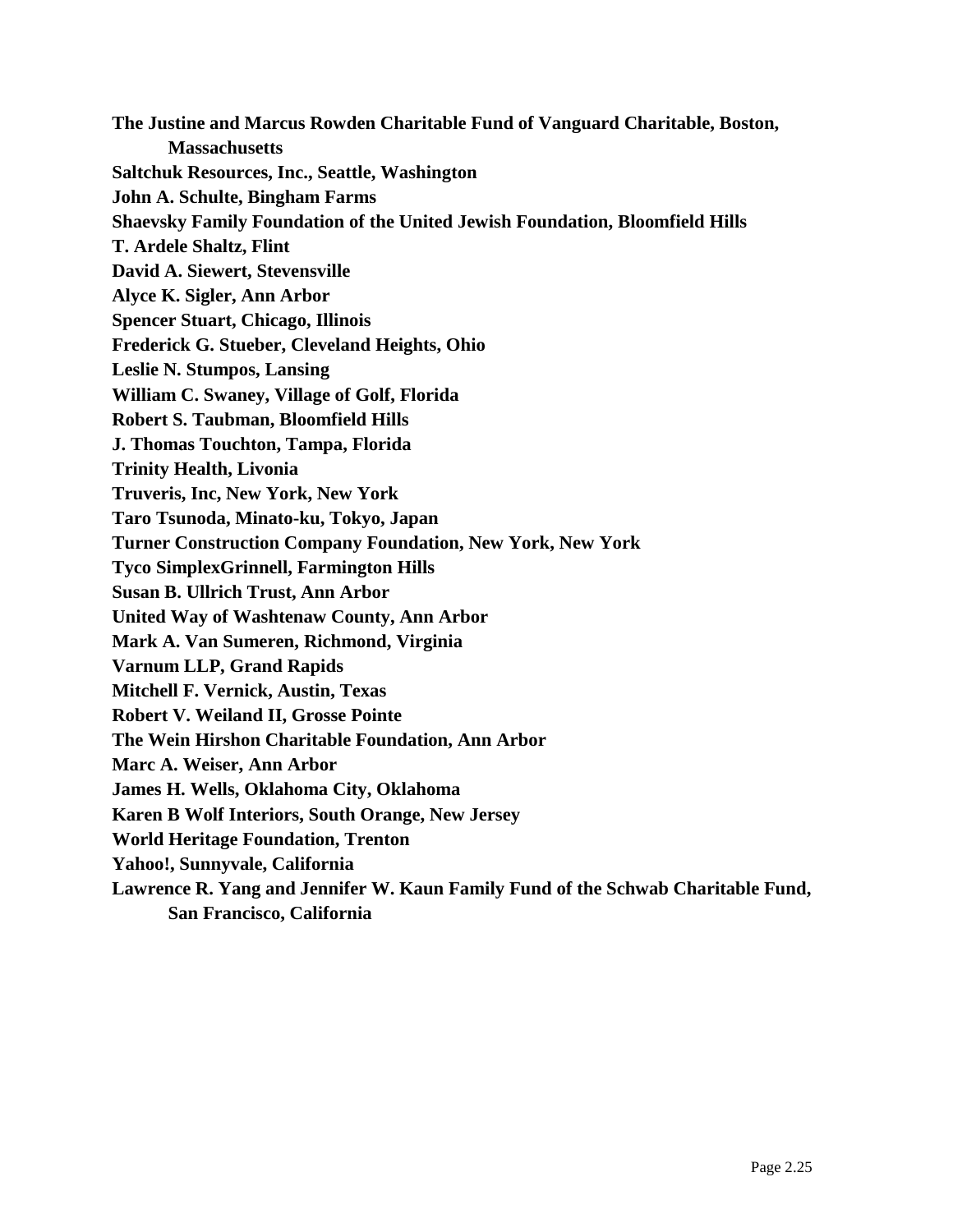**The Justine and Marcus Rowden Charitable Fund of Vanguard Charitable, Boston, Massachusetts**

**Saltchuk Resources, Inc., Seattle, Washington**

**John A. Schulte, Bingham Farms**

**Shaevsky Family Foundation of the United Jewish Foundation, Bloomfield Hills**

**T. Ardele Shaltz, Flint**

**David A. Siewert, Stevensville**

**Alyce K. Sigler, Ann Arbor**

**Spencer Stuart, Chicago, Illinois**

**Frederick G. Stueber, Cleveland Heights, Ohio**

**Leslie N. Stumpos, Lansing**

**William C. Swaney, Village of Golf, Florida**

**Robert S. Taubman, Bloomfield Hills**

**J. Thomas Touchton, Tampa, Florida**

**Trinity Health, Livonia**

**Truveris, Inc, New York, New York**

**Taro Tsunoda, Minato-ku, Tokyo, Japan**

**Turner Construction Company Foundation, New York, New York**

**Tyco SimplexGrinnell, Farmington Hills**

**Susan B. Ullrich Trust, Ann Arbor**

**United Way of Washtenaw County, Ann Arbor**

**Mark A. Van Sumeren, Richmond, Virginia**

**Varnum LLP, Grand Rapids**

**Mitchell F. Vernick, Austin, Texas**

**Robert V. Weiland II, Grosse Pointe**

**The Wein Hirshon Charitable Foundation, Ann Arbor**

**Marc A. Weiser, Ann Arbor**

**James H. Wells, Oklahoma City, Oklahoma**

**Karen B Wolf Interiors, South Orange, New Jersey**

**World Heritage Foundation, Trenton**

**Yahoo!, Sunnyvale, California**

**Lawrence R. Yang and Jennifer W. Kaun Family Fund of the Schwab Charitable Fund, San Francisco, California**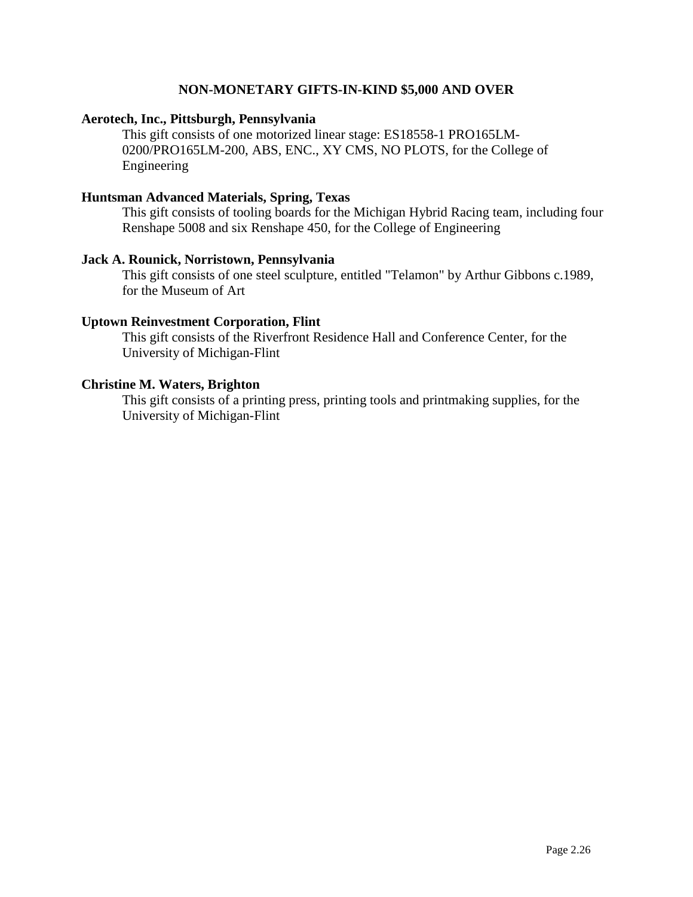## NON-MONETARY GIFTS-IN-KIND $5,000 AND OVER

**Aerotech, Inc., Pittsburgh, Pennsylvania**

This gift consists of one motorized linear stage: ES18558-1 PRO165LM-0200/PRO165LM-200, ABS, ENC., XY CMS, NO PLOTS, for the College of Engineering

**Huntsman Advanced Materials, Spring, Texas**

This gift consists of tooling boards for the Michigan Hybrid Racing team, including four Renshape 5008 and six Renshape 450, for the College of Engineering

**Jack A. Rounick, Norristown, Pennsylvania**

This gift consists of one steel sculpture, entitled "Telamon" by Arthur Gibbons c.1989, for the Museum of Art

**Uptown Reinvestment Corporation, Flint**

This gift consists of the Riverfront Residence Hall and Conference Center, for the University of Michigan-Flint

**Christine M. Waters, Brighton**

This gift consists of a printing press, printing tools and printmaking supplies, for the University of Michigan-Flint